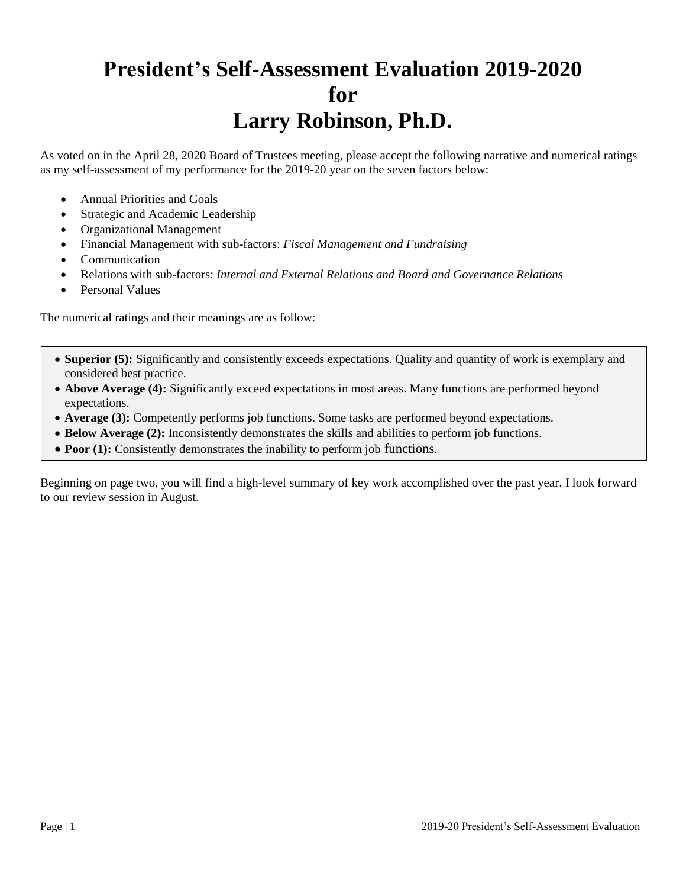# President's Self-Assessment Evaluation 2019-2020 for Larry Robinson, Ph.D.

As voted on in the April 28, 2020 Board of Trustees meeting, please accept the following narrative and numerical ratings as my self-assessment of my performance for the 2019-20 year on the seven factors below:

- Annual Priorities and Goals
- Strategic and Academic Leadership
- Organizational Management
- Financial Management with sub-factors: *Fiscal Management and Fundraising*
- Communication
- Relations with sub-factors: *Internal and External Relations and Board and Governance Relations*
- Personal Values

The numerical ratings and their meanings are as follow:

- **Superior (5):** Significantly and consistently exceeds expectations. Quality and quantity of work is exemplary and considered best practice.
- **Above Average (4):** Significantly exceed expectations in most areas. Many functions are performed beyond expectations.
- **Average (3):** Competently performs job functions. Some tasks are performed beyond expectations.
- **Below Average (2):** Inconsistently demonstrates the skills and abilities to perform job functions.
- **Poor (1):** Consistently demonstrates the inability to perform job functions.

Beginning on page two, you will find a high-level summary of key work accomplished over the past year. I look forward to our review session in August.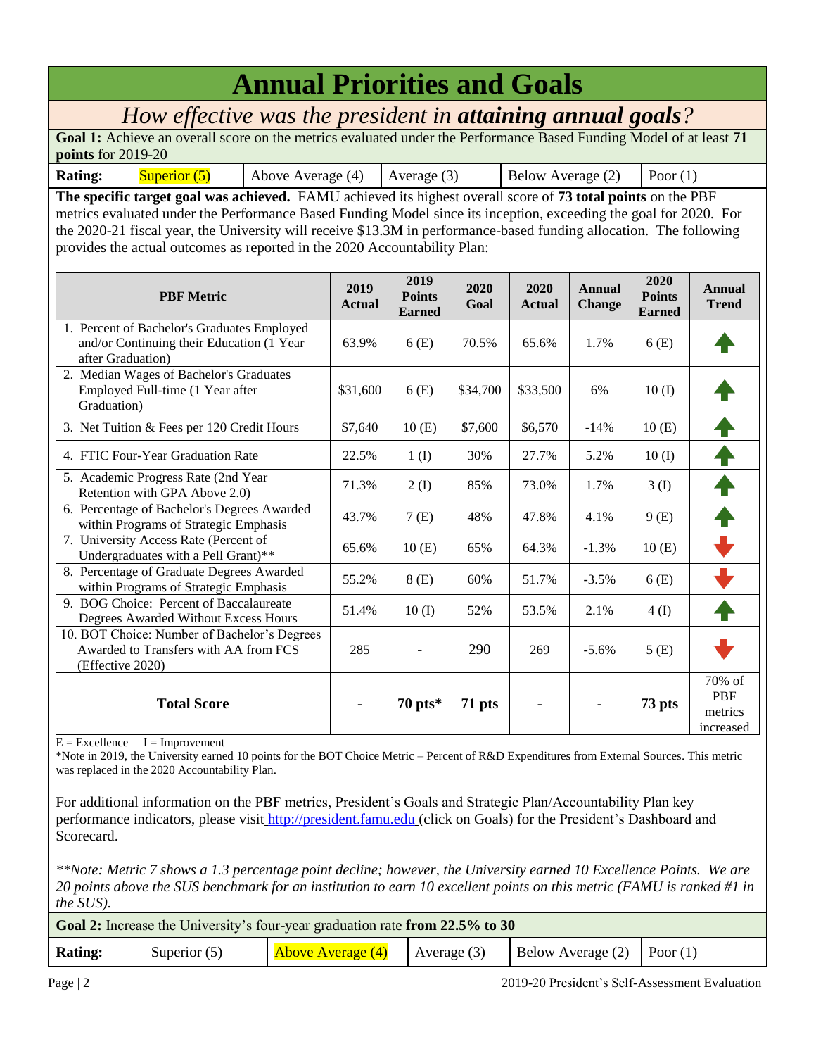# Annual Priorities and Goals

## *How effective was the president in **attaining annual goals**?*

**Goal 1:** Achieve an overall score on the metrics evaluated under the Performance Based Funding Model of at least **71 points** for 2019-20

| Rating: | Superior (5) | Above Average (4) | Average (3) | Below Average (2) | Poor (1) |
|---|---|---|---|---|---|

**The specific target goal was achieved.** FAMU achieved its highest overall score of **73 total points** on the PBF metrics evaluated under the Performance Based Funding Model since its inception, exceeding the goal for 2020. For the 2020-21 fiscal year, the University will receive $13.3M in performance-based funding allocation. The following provides the actual outcomes as reported in the 2020 Accountability Plan:

| PBF Metric | 2019 Actual | 2019 Points Earned | 2020 Goal | 2020 Actual | Annual Change | 2020 Points Earned | Annual Trend |
|---|---|---|---|---|---|---|---|
| 1. Percent of Bachelor's Graduates Employed and/or Continuing their Education (1 Year after Graduation) | 63.9% | 6 (E) | 70.5% | 65.6% | 1.7% | 6 (E) | ↑ |
| 2. Median Wages of Bachelor's Graduates Employed Full-time (1 Year after Graduation) | $31,600 | 6 (E) | $34,700 | $33,500 | 6% | 10 (I) | ↑ |
| 3. Net Tuition & Fees per 120 Credit Hours | $7,640 | 10 (E) | $7,600 | $6,570 | -14% | 10 (E) | ↑ |
| 4. FTIC Four-Year Graduation Rate | 22.5% | 1 (I) | 30% | 27.7% | 5.2% | 10 (I) | ↑ |
| 5. Academic Progress Rate (2nd Year Retention with GPA Above 2.0) | 71.3% | 2 (I) | 85% | 73.0% | 1.7% | 3 (I) | ↑ |
| 6. Percentage of Bachelor's Degrees Awarded within Programs of Strategic Emphasis | 43.7% | 7 (E) | 48% | 47.8% | 4.1% | 9 (E) | ↑ |
| 7. University Access Rate (Percent of Undergraduates with a Pell Grant)** | 65.6% | 10 (E) | 65% | 64.3% | -1.3% | 10 (E) | ↓ |
| 8. Percentage of Graduate Degrees Awarded within Programs of Strategic Emphasis | 55.2% | 8 (E) | 60% | 51.7% | -3.5% | 6 (E) | ↓ |
| 9. BOG Choice: Percent of Baccalaureate Degrees Awarded Without Excess Hours | 51.4% | 10 (I) | 52% | 53.5% | 2.1% | 4 (I) | ↑ |
| 10. BOT Choice: Number of Bachelor's Degrees Awarded to Transfers with AA from FCS (Effective 2020) | 285 | - | 290 | 269 | -5.6% | 5 (E) | ↓ |
| **Total Score** | - | **70 pts*** | **71 pts** | - | - | **73 pts** | 70% of PBF metrics increased |

E = Excellence I = Improvement

*Note in 2019, the University earned 10 points for the BOT Choice Metric – Percent of R&D Expenditures from External Sources. This metric was replaced in the 2020 Accountability Plan.

For additional information on the PBF metrics, President's Goals and Strategic Plan/Accountability Plan key performance indicators, please visit http://president.famu.edu (click on Goals) for the President's Dashboard and Scorecard.

*\*\*Note: Metric 7 shows a 1.3 percentage point decline; however, the University earned 10 Excellence Points. We are 20 points above the SUS benchmark for an institution to earn 10 excellent points on this metric (FAMU is ranked #1 in the SUS).*

**Goal 2:** Increase the University's four-year graduation rate **from 22.5% to 30**

| Rating: | Superior (5) | Above Average (4) | Average (3) | Below Average (2) | Poor (1) |
|---|---|---|---|---|---|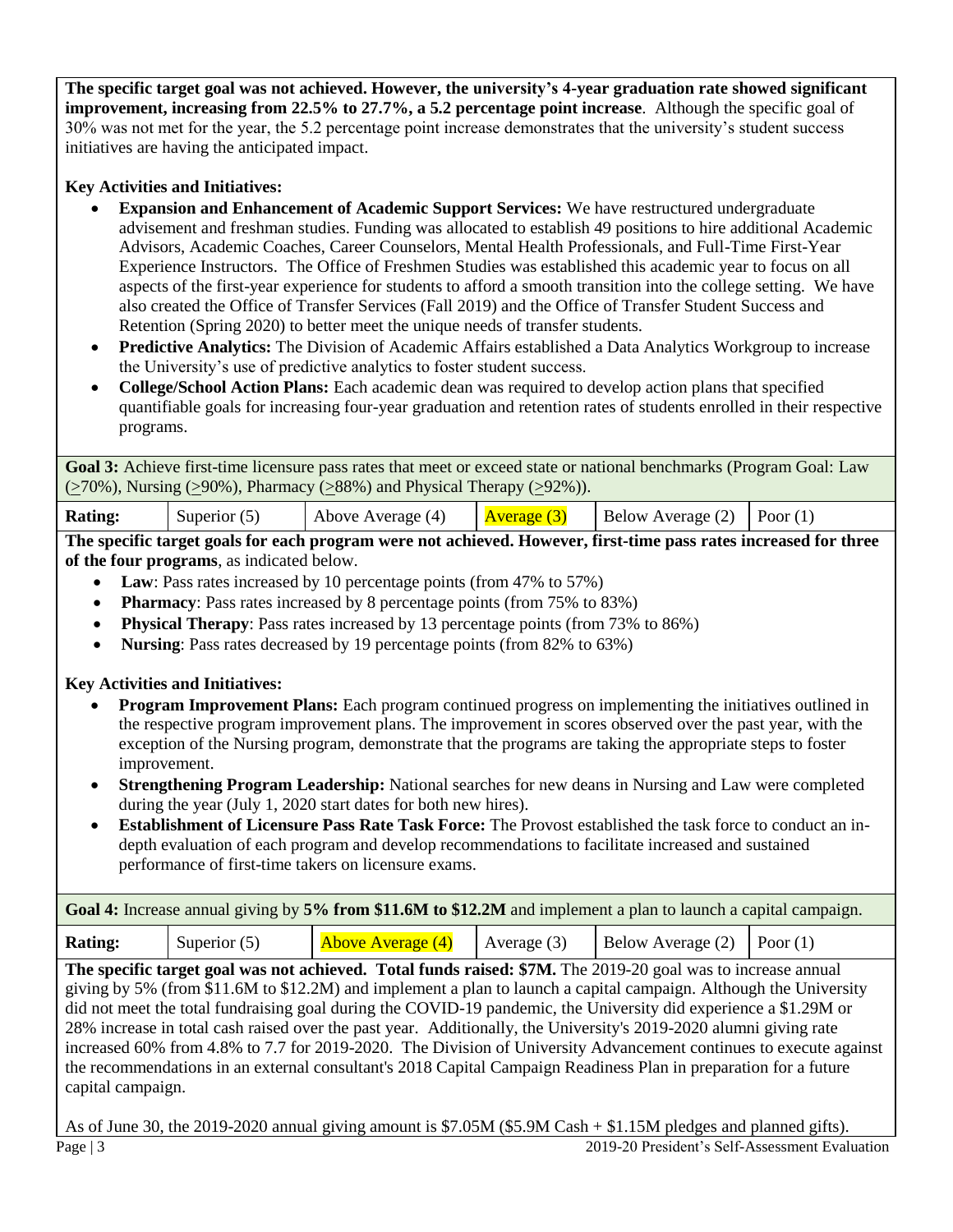**The specific target goal was not achieved. However, the university's 4-year graduation rate showed significant improvement, increasing from 22.5% to 27.7%, a 5.2 percentage point increase**. Although the specific goal of 30% was not met for the year, the 5.2 percentage point increase demonstrates that the university's student success initiatives are having the anticipated impact.

**Key Activities and Initiatives:**

- **Expansion and Enhancement of Academic Support Services:** We have restructured undergraduate advisement and freshman studies. Funding was allocated to establish 49 positions to hire additional Academic Advisors, Academic Coaches, Career Counselors, Mental Health Professionals, and Full-Time First-Year Experience Instructors. The Office of Freshmen Studies was established this academic year to focus on all aspects of the first-year experience for students to afford a smooth transition into the college setting. We have also created the Office of Transfer Services (Fall 2019) and the Office of Transfer Student Success and Retention (Spring 2020) to better meet the unique needs of transfer students.
- **Predictive Analytics:** The Division of Academic Affairs established a Data Analytics Workgroup to increase the University's use of predictive analytics to foster student success.
- **College/School Action Plans:** Each academic dean was required to develop action plans that specified quantifiable goals for increasing four-year graduation and retention rates of students enrolled in their respective programs.

**Goal 3:** Achieve first-time licensure pass rates that meet or exceed state or national benchmarks (Program Goal: Law (≥70%), Nursing (≥90%), Pharmacy (≥88%) and Physical Therapy (≥92%)).

| **Rating:** | Superior (5) | Above Average (4) | **Average (3)** | Below Average (2) | Poor (1) |
|---|---|---|---|---|---|

**The specific target goals for each program were not achieved. However, first-time pass rates increased for three of the four programs**, as indicated below.

- **Law**: Pass rates increased by 10 percentage points (from 47% to 57%)
- **Pharmacy**: Pass rates increased by 8 percentage points (from 75% to 83%)
- **Physical Therapy**: Pass rates increased by 13 percentage points (from 73% to 86%)
- **Nursing**: Pass rates decreased by 19 percentage points (from 82% to 63%)

**Key Activities and Initiatives:**

- **Program Improvement Plans:** Each program continued progress on implementing the initiatives outlined in the respective program improvement plans. The improvement in scores observed over the past year, with the exception of the Nursing program, demonstrate that the programs are taking the appropriate steps to foster improvement.
- **Strengthening Program Leadership:** National searches for new deans in Nursing and Law were completed during the year (July 1, 2020 start dates for both new hires).
- **Establishment of Licensure Pass Rate Task Force:** The Provost established the task force to conduct an in-depth evaluation of each program and develop recommendations to facilitate increased and sustained performance of first-time takers on licensure exams.

**Goal 4:** Increase annual giving by **5% from $11.6M to $12.2M** and implement a plan to launch a capital campaign.

| **Rating:** | Superior (5) | **Above Average (4)** | Average (3) | Below Average (2) | Poor (1) |
|---|---|---|---|---|---|

**The specific target goal was not achieved. Total funds raised: $7M.** The 2019-20 goal was to increase annual giving by 5% (from $11.6M to $12.2M) and implement a plan to launch a capital campaign. Although the University did not meet the total fundraising goal during the COVID-19 pandemic, the University did experience a $1.29M or 28% increase in total cash raised over the past year. Additionally, the University's 2019-2020 alumni giving rate increased 60% from 4.8% to 7.7 for 2019-2020. The Division of University Advancement continues to execute against the recommendations in an external consultant's 2018 Capital Campaign Readiness Plan in preparation for a future capital campaign.

As of June 30, the 2019-2020 annual giving amount is $7.05M ($5.9M Cash + $1.15M pledges and planned gifts).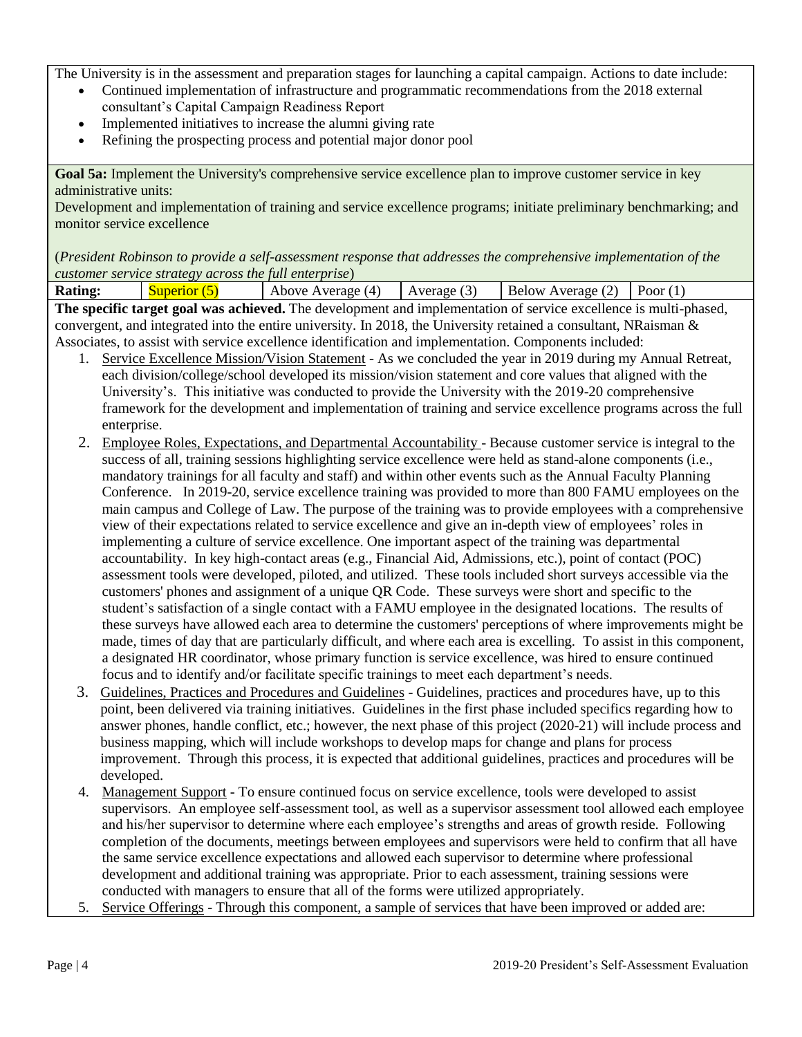The University is in the assessment and preparation stages for launching a capital campaign. Actions to date include:

- Continued implementation of infrastructure and programmatic recommendations from the 2018 external consultant's Capital Campaign Readiness Report
- Implemented initiatives to increase the alumni giving rate
- Refining the prospecting process and potential major donor pool

**Goal 5a:** Implement the University's comprehensive service excellence plan to improve customer service in key administrative units:
Development and implementation of training and service excellence programs; initiate preliminary benchmarking; and monitor service excellence

(*President Robinson to provide a self-assessment response that addresses the comprehensive implementation of the customer service strategy across the full enterprise*)

| **Rating:** | Superior (5) | Above Average (4) | Average (3) | Below Average (2) | Poor (1) |
|---|---|---|---|---|---|

**The specific target goal was achieved.** The development and implementation of service excellence is multi-phased, convergent, and integrated into the entire university. In 2018, the University retained a consultant, NRaisman & Associates, to assist with service excellence identification and implementation. Components included:

1. Service Excellence Mission/Vision Statement - As we concluded the year in 2019 during my Annual Retreat, each division/college/school developed its mission/vision statement and core values that aligned with the University's. This initiative was conducted to provide the University with the 2019-20 comprehensive framework for the development and implementation of training and service excellence programs across the full enterprise.
2. Employee Roles, Expectations, and Departmental Accountability - Because customer service is integral to the success of all, training sessions highlighting service excellence were held as stand-alone components (i.e., mandatory trainings for all faculty and staff) and within other events such as the Annual Faculty Planning Conference. In 2019-20, service excellence training was provided to more than 800 FAMU employees on the main campus and College of Law. The purpose of the training was to provide employees with a comprehensive view of their expectations related to service excellence and give an in-depth view of employees' roles in implementing a culture of service excellence. One important aspect of the training was departmental accountability. In key high-contact areas (e.g., Financial Aid, Admissions, etc.), point of contact (POC) assessment tools were developed, piloted, and utilized. These tools included short surveys accessible via the customers' phones and assignment of a unique QR Code. These surveys were short and specific to the student's satisfaction of a single contact with a FAMU employee in the designated locations. The results of these surveys have allowed each area to determine the customers' perceptions of where improvements might be made, times of day that are particularly difficult, and where each area is excelling. To assist in this component, a designated HR coordinator, whose primary function is service excellence, was hired to ensure continued focus and to identify and/or facilitate specific trainings to meet each department's needs.
3. Guidelines, Practices and Procedures and Guidelines - Guidelines, practices and procedures have, up to this point, been delivered via training initiatives. Guidelines in the first phase included specifics regarding how to answer phones, handle conflict, etc.; however, the next phase of this project (2020-21) will include process and business mapping, which will include workshops to develop maps for change and plans for process improvement. Through this process, it is expected that additional guidelines, practices and procedures will be developed.
4. Management Support - To ensure continued focus on service excellence, tools were developed to assist supervisors. An employee self-assessment tool, as well as a supervisor assessment tool allowed each employee and his/her supervisor to determine where each employee's strengths and areas of growth reside. Following completion of the documents, meetings between employees and supervisors were held to confirm that all have the same service excellence expectations and allowed each supervisor to determine where professional development and additional training was appropriate. Prior to each assessment, training sessions were conducted with managers to ensure that all of the forms were utilized appropriately.
5. Service Offerings - Through this component, a sample of services that have been improved or added are: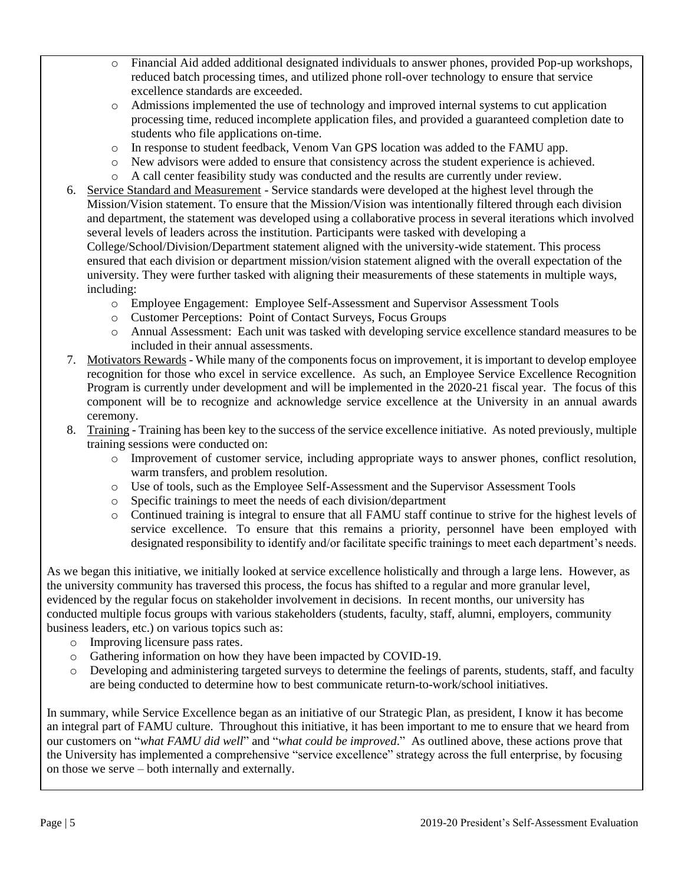- Financial Aid added additional designated individuals to answer phones, provided Pop-up workshops, reduced batch processing times, and utilized phone roll-over technology to ensure that service excellence standards are exceeded.
- Admissions implemented the use of technology and improved internal systems to cut application processing time, reduced incomplete application files, and provided a guaranteed completion date to students who file applications on-time.
- In response to student feedback, Venom Van GPS location was added to the FAMU app.
- New advisors were added to ensure that consistency across the student experience is achieved.
- A call center feasibility study was conducted and the results are currently under review.

6. Service Standard and Measurement - Service standards were developed at the highest level through the Mission/Vision statement. To ensure that the Mission/Vision was intentionally filtered through each division and department, the statement was developed using a collaborative process in several iterations which involved several levels of leaders across the institution. Participants were tasked with developing a College/School/Division/Department statement aligned with the university-wide statement. This process ensured that each division or department mission/vision statement aligned with the overall expectation of the university. They were further tasked with aligning their measurements of these statements in multiple ways, including:
   - Employee Engagement: Employee Self-Assessment and Supervisor Assessment Tools
   - Customer Perceptions: Point of Contact Surveys, Focus Groups
   - Annual Assessment: Each unit was tasked with developing service excellence standard measures to be included in their annual assessments.
7. Motivators Rewards - While many of the components focus on improvement, it is important to develop employee recognition for those who excel in service excellence. As such, an Employee Service Excellence Recognition Program is currently under development and will be implemented in the 2020-21 fiscal year. The focus of this component will be to recognize and acknowledge service excellence at the University in an annual awards ceremony.
8. Training - Training has been key to the success of the service excellence initiative. As noted previously, multiple training sessions were conducted on:
   - Improvement of customer service, including appropriate ways to answer phones, conflict resolution, warm transfers, and problem resolution.
   - Use of tools, such as the Employee Self-Assessment and the Supervisor Assessment Tools
   - Specific trainings to meet the needs of each division/department
   - Continued training is integral to ensure that all FAMU staff continue to strive for the highest levels of service excellence. To ensure that this remains a priority, personnel have been employed with designated responsibility to identify and/or facilitate specific trainings to meet each department's needs.

As we began this initiative, we initially looked at service excellence holistically and through a large lens. However, as the university community has traversed this process, the focus has shifted to a regular and more granular level, evidenced by the regular focus on stakeholder involvement in decisions. In recent months, our university has conducted multiple focus groups with various stakeholders (students, faculty, staff, alumni, employers, community business leaders, etc.) on various topics such as:

- Improving licensure pass rates.
- Gathering information on how they have been impacted by COVID-19.
- Developing and administering targeted surveys to determine the feelings of parents, students, staff, and faculty are being conducted to determine how to best communicate return-to-work/school initiatives.

In summary, while Service Excellence began as an initiative of our Strategic Plan, as president, I know it has become an integral part of FAMU culture. Throughout this initiative, it has been important to me to ensure that we heard from our customers on "*what FAMU did well*" and "*what could be improved*." As outlined above, these actions prove that the University has implemented a comprehensive "service excellence" strategy across the full enterprise, by focusing on those we serve – both internally and externally.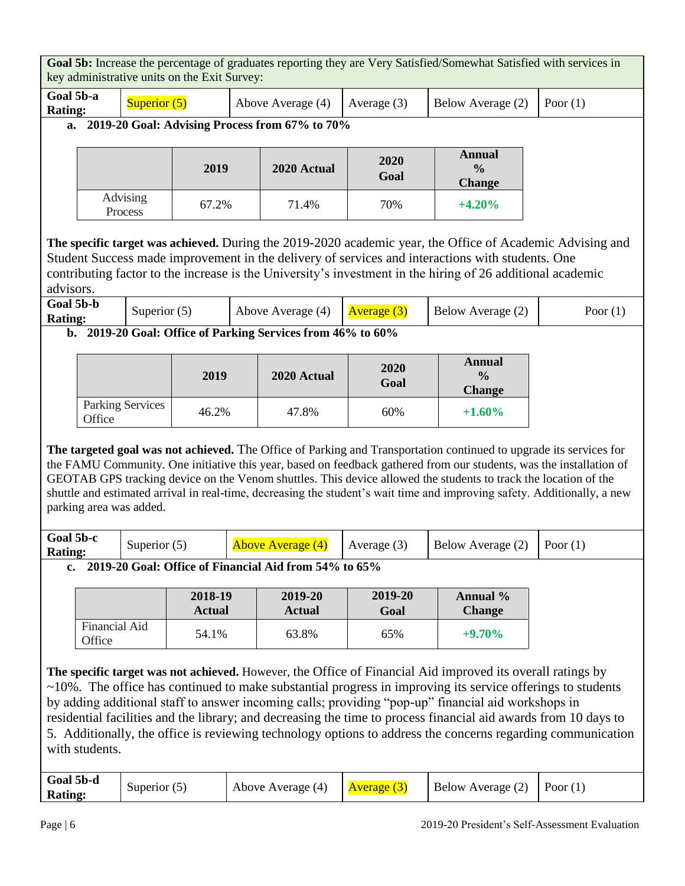**Goal 5b:** Increase the percentage of graduates reporting they are Very Satisfied/Somewhat Satisfied with services in key administrative units on the Exit Survey:

| Goal 5b-a Rating: | Superior (5) | Above Average (4) | Average (3) | Below Average (2) | Poor (1) |
|---|---|---|---|---|---|

**a. 2019-20 Goal: Advising Process from 67% to 70%**

| | 2019 | 2020 Actual | 2020 Goal | Annual % Change |
|---|---|---|---|---|
| Advising Process | 67.2% | 71.4% | 70% | **+4.20%** |

**The specific target was achieved.** During the 2019-2020 academic year, the Office of Academic Advising and Student Success made improvement in the delivery of services and interactions with students. One contributing factor to the increase is the University's investment in the hiring of 26 additional academic advisors.

| Goal 5b-b Rating: | Superior (5) | Above Average (4) | Average (3) | Below Average (2) | Poor (1) |
|---|---|---|---|---|---|

**b. 2019-20 Goal: Office of Parking Services from 46% to 60%**

| | 2019 | 2020 Actual | 2020 Goal | Annual % Change |
|---|---|---|---|---|
| Parking Services Office | 46.2% | 47.8% | 60% | **+1.60%** |

**The targeted goal was not achieved.** The Office of Parking and Transportation continued to upgrade its services for the FAMU Community. One initiative this year, based on feedback gathered from our students, was the installation of GEOTAB GPS tracking device on the Venom shuttles. This device allowed the students to track the location of the shuttle and estimated arrival in real-time, decreasing the student's wait time and improving safety. Additionally, a new parking area was added.

| Goal 5b-c Rating: | Superior (5) | Above Average (4) | Average (3) | Below Average (2) | Poor (1) |
|---|---|---|---|---|---|

**c. 2019-20 Goal: Office of Financial Aid from 54% to 65%**

| | 2018-19 Actual | 2019-20 Actual | 2019-20 Goal | Annual % Change |
|---|---|---|---|---|
| Financial Aid Office | 54.1% | 63.8% | 65% | **+9.70%** |

**The specific target was not achieved.** However, the Office of Financial Aid improved its overall ratings by ~10%. The office has continued to make substantial progress in improving its service offerings to students by adding additional staff to answer incoming calls; providing "pop-up" financial aid workshops in residential facilities and the library; and decreasing the time to process financial aid awards from 10 days to 5. Additionally, the office is reviewing technology options to address the concerns regarding communication with students.

| Goal 5b-d Rating: | Superior (5) | Above Average (4) | Average (3) | Below Average (2) | Poor (1) |
|---|---|---|---|---|---|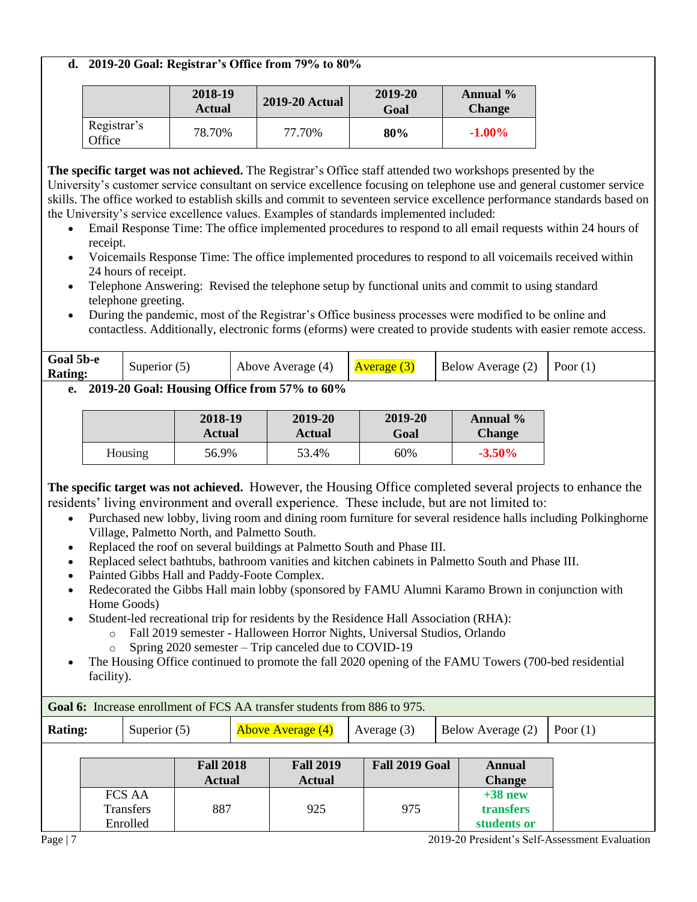**d. 2019-20 Goal: Registrar's Office from 79% to 80%**

| | 2018-19 Actual | 2019-20 Actual | 2019-20 Goal | Annual % Change |
|---|---|---|---|---|
| Registrar's Office | 78.70% | 77.70% | **80%** | **-1.00%** |

**The specific target was not achieved.** The Registrar's Office staff attended two workshops presented by the University's customer service consultant on service excellence focusing on telephone use and general customer service skills. The office worked to establish skills and commit to seventeen service excellence performance standards based on the University's service excellence values. Examples of standards implemented included:

- Email Response Time: The office implemented procedures to respond to all email requests within 24 hours of receipt.
- Voicemails Response Time: The office implemented procedures to respond to all voicemails received within 24 hours of receipt.
- Telephone Answering: Revised the telephone setup by functional units and commit to using standard telephone greeting.
- During the pandemic, most of the Registrar's Office business processes were modified to be online and contactless. Additionally, electronic forms (eforms) were created to provide students with easier remote access.

| Goal 5b-e Rating: | Superior (5) | Above Average (4) | Average (3) | Below Average (2) | Poor (1) |
|---|---|---|---|---|---|

**e. 2019-20 Goal: Housing Office from 57% to 60%**

| | 2018-19 Actual | 2019-20 Actual | 2019-20 Goal | Annual % Change |
|---|---|---|---|---|
| Housing | 56.9% | 53.4% | 60% | **-3.50%** |

**The specific target was not achieved.** However, the Housing Office completed several projects to enhance the residents' living environment and overall experience. These include, but are not limited to:

- Purchased new lobby, living room and dining room furniture for several residence halls including Polkinghorne Village, Palmetto North, and Palmetto South.
- Replaced the roof on several buildings at Palmetto South and Phase III.
- Replaced select bathtubs, bathroom vanities and kitchen cabinets in Palmetto South and Phase III.
- Painted Gibbs Hall and Paddy-Foote Complex.
- Redecorated the Gibbs Hall main lobby (sponsored by FAMU Alumni Karamo Brown in conjunction with Home Goods)
- Student-led recreational trip for residents by the Residence Hall Association (RHA):
  - Fall 2019 semester - Halloween Horror Nights, Universal Studios, Orlando
  - Spring 2020 semester – Trip canceled due to COVID-19
- The Housing Office continued to promote the fall 2020 opening of the FAMU Towers (700-bed residential facility).

**Goal 6:** Increase enrollment of FCS AA transfer students from 886 to 975.

| Rating: | Superior (5) | Above Average (4) | Average (3) | Below Average (2) | Poor (1) |
|---|---|---|---|---|---|

| | Fall 2018 Actual | Fall 2019 Actual | Fall 2019 Goal | Annual Change |
|---|---|---|---|---|
| FCS AA Transfers Enrolled | 887 | 925 | 975 | **+38 new transfers students or** |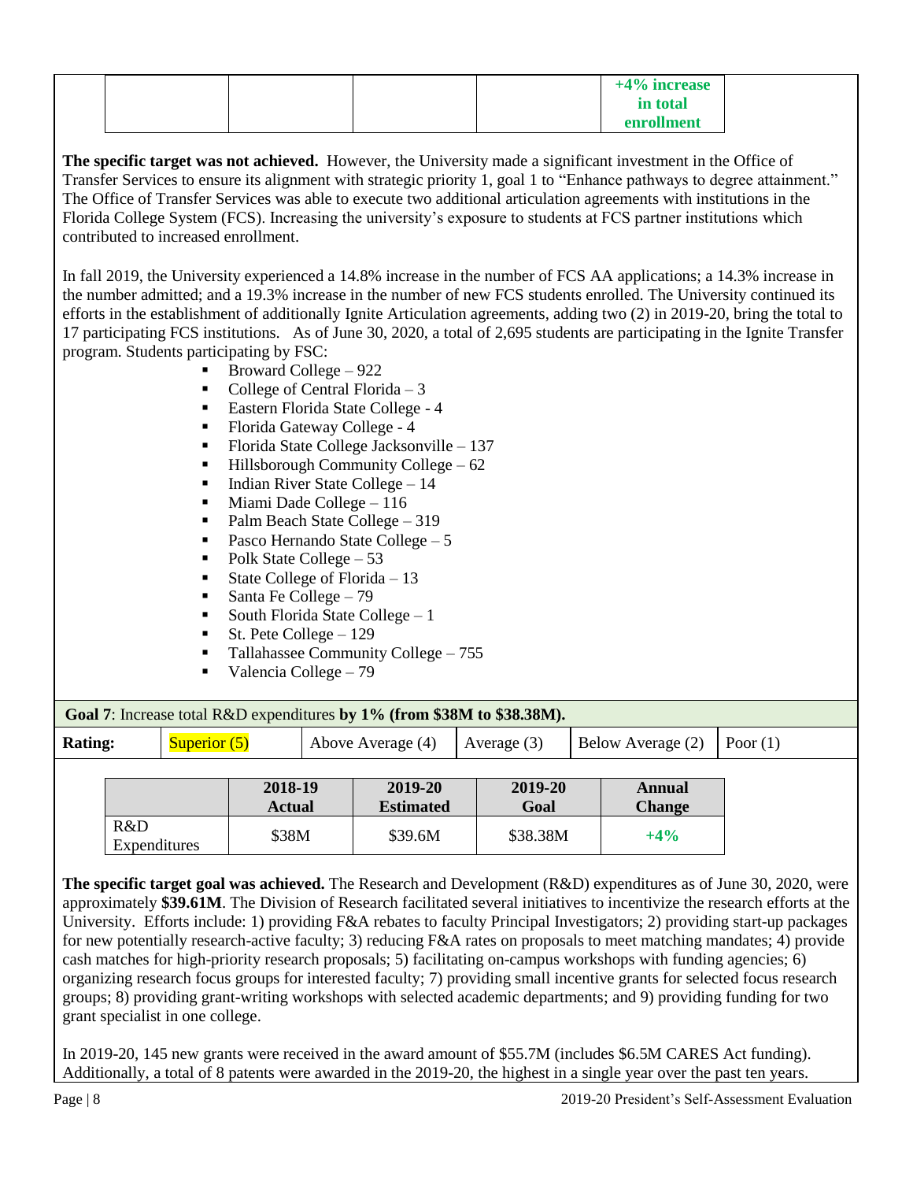| | | | | |
|---|---|---|---|---|
| | | | | **+4% increase in total enrollment** |

**The specific target was not achieved.** However, the University made a significant investment in the Office of Transfer Services to ensure its alignment with strategic priority 1, goal 1 to "Enhance pathways to degree attainment." The Office of Transfer Services was able to execute two additional articulation agreements with institutions in the Florida College System (FCS). Increasing the university's exposure to students at FCS partner institutions which contributed to increased enrollment.

In fall 2019, the University experienced a 14.8% increase in the number of FCS AA applications; a 14.3% increase in the number admitted; and a 19.3% increase in the number of new FCS students enrolled. The University continued its efforts in the establishment of additionally Ignite Articulation agreements, adding two (2) in 2019-20, bring the total to 17 participating FCS institutions. As of June 30, 2020, a total of 2,695 students are participating in the Ignite Transfer program. Students participating by FSC:

- Broward College – 922
- College of Central Florida – 3
- Eastern Florida State College - 4
- Florida Gateway College - 4
- Florida State College Jacksonville – 137
- Hillsborough Community College – 62
- Indian River State College – 14
- Miami Dade College – 116
- Palm Beach State College – 319
- Pasco Hernando State College – 5
- Polk State College – 53
- State College of Florida – 13
- Santa Fe College – 79
- South Florida State College – 1
- St. Pete College – 129
- Tallahassee Community College – 755
- Valencia College – 79

**Goal 7**: Increase total R&D expenditures **by 1% (from $38M to $38.38M).**

| **Rating:** | Superior (5) | Above Average (4) | Average (3) | Below Average (2) | Poor (1) |
|---|---|---|---|---|---|

| | **2018-19 Actual** | **2019-20 Estimated** | **2019-20 Goal** | **Annual Change** |
|---|---|---|---|---|
| R&D Expenditures | $38M | $39.6M | $38.38M | **+4%** |

**The specific target goal was achieved.** The Research and Development (R&D) expenditures as of June 30, 2020, were approximately **$39.61M**. The Division of Research facilitated several initiatives to incentivize the research efforts at the University. Efforts include: 1) providing F&A rebates to faculty Principal Investigators; 2) providing start-up packages for new potentially research-active faculty; 3) reducing F&A rates on proposals to meet matching mandates; 4) provide cash matches for high-priority research proposals; 5) facilitating on-campus workshops with funding agencies; 6) organizing research focus groups for interested faculty; 7) providing small incentive grants for selected focus research groups; 8) providing grant-writing workshops with selected academic departments; and 9) providing funding for two grant specialist in one college.

In 2019-20, 145 new grants were received in the award amount of $55.7M (includes $6.5M CARES Act funding). Additionally, a total of 8 patents were awarded in the 2019-20, the highest in a single year over the past ten years.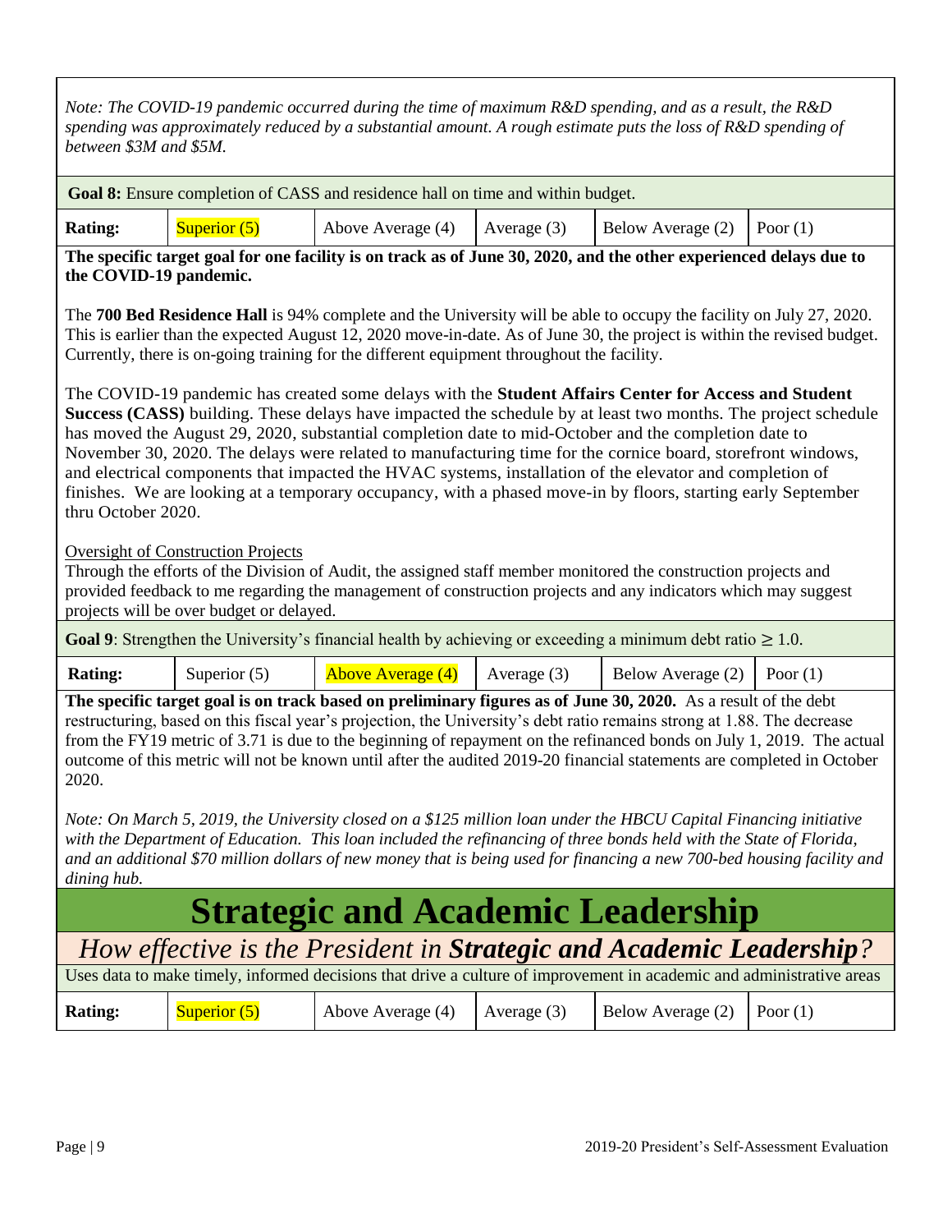*Note: The COVID-19 pandemic occurred during the time of maximum R&D spending, and as a result, the R&D spending was approximately reduced by a substantial amount. A rough estimate puts the loss of R&D spending of between $3M and $5M.*

**Goal 8:** Ensure completion of CASS and residence hall on time and within budget.

| **Rating:** | Superior (5) | Above Average (4) | Average (3) | Below Average (2) | Poor (1) |
|---|---|---|---|---|---|

**The specific target goal for one facility is on track as of June 30, 2020, and the other experienced delays due to the COVID-19 pandemic.**

The **700 Bed Residence Hall** is 94% complete and the University will be able to occupy the facility on July 27, 2020. This is earlier than the expected August 12, 2020 move-in-date. As of June 30, the project is within the revised budget. Currently, there is on-going training for the different equipment throughout the facility.

The COVID-19 pandemic has created some delays with the **Student Affairs Center for Access and Student Success (CASS)** building. These delays have impacted the schedule by at least two months. The project schedule has moved the August 29, 2020, substantial completion date to mid-October and the completion date to November 30, 2020. The delays were related to manufacturing time for the cornice board, storefront windows, and electrical components that impacted the HVAC systems, installation of the elevator and completion of finishes. We are looking at a temporary occupancy, with a phased move-in by floors, starting early September thru October 2020.

Oversight of Construction Projects

Through the efforts of the Division of Audit, the assigned staff member monitored the construction projects and provided feedback to me regarding the management of construction projects and any indicators which may suggest projects will be over budget or delayed.

**Goal 9**: Strengthen the University's financial health by achieving or exceeding a minimum debt ratio ≥ 1.0.

| **Rating:** | Superior (5) | Above Average (4) | Average (3) | Below Average (2) | Poor (1) |
|---|---|---|---|---|---|

**The specific target goal is on track based on preliminary figures as of June 30, 2020.** As a result of the debt restructuring, based on this fiscal year's projection, the University's debt ratio remains strong at 1.88. The decrease from the FY19 metric of 3.71 is due to the beginning of repayment on the refinanced bonds on July 1, 2019. The actual outcome of this metric will not be known until after the audited 2019-20 financial statements are completed in October 2020.

*Note: On March 5, 2019, the University closed on a $125 million loan under the HBCU Capital Financing initiative with the Department of Education. This loan included the refinancing of three bonds held with the State of Florida, and an additional $70 million dollars of new money that is being used for financing a new 700-bed housing facility and dining hub.*

# Strategic and Academic Leadership

*How effective is the President in **Strategic and Academic Leadership**?*

Uses data to make timely, informed decisions that drive a culture of improvement in academic and administrative areas

| **Rating:** | Superior (5) | Above Average (4) | Average (3) | Below Average (2) | Poor (1) |
|---|---|---|---|---|---|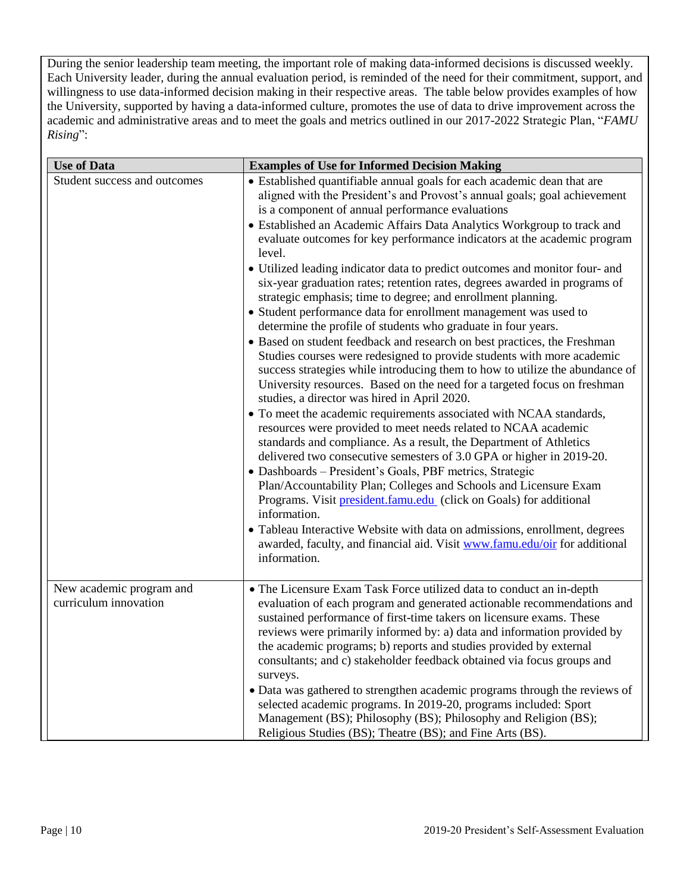During the senior leadership team meeting, the important role of making data-informed decisions is discussed weekly. Each University leader, during the annual evaluation period, is reminded of the need for their commitment, support, and willingness to use data-informed decision making in their respective areas. The table below provides examples of how the University, supported by having a data-informed culture, promotes the use of data to drive improvement across the academic and administrative areas and to meet the goals and metrics outlined in our 2017-2022 Strategic Plan, "*FAMU Rising*":

| **Use of Data** | **Examples of Use for Informed Decision Making** |
|---|---|
| Student success and outcomes | • Established quantifiable annual goals for each academic dean that are aligned with the President's and Provost's annual goals; goal achievement is a component of annual performance evaluations<br>• Established an Academic Affairs Data Analytics Workgroup to track and evaluate outcomes for key performance indicators at the academic program level.<br>• Utilized leading indicator data to predict outcomes and monitor four- and six-year graduation rates; retention rates, degrees awarded in programs of strategic emphasis; time to degree; and enrollment planning.<br>• Student performance data for enrollment management was used to determine the profile of students who graduate in four years.<br>• Based on student feedback and research on best practices, the Freshman Studies courses were redesigned to provide students with more academic success strategies while introducing them to how to utilize the abundance of University resources. Based on the need for a targeted focus on freshman studies, a director was hired in April 2020.<br>• To meet the academic requirements associated with NCAA standards, resources were provided to meet needs related to NCAA academic standards and compliance. As a result, the Department of Athletics delivered two consecutive semesters of 3.0 GPA or higher in 2019-20.<br>• Dashboards – President's Goals, PBF metrics, Strategic Plan/Accountability Plan; Colleges and Schools and Licensure Exam Programs. Visit [president.famu.edu](president.famu.edu) (click on Goals) for additional information.<br>• Tableau Interactive Website with data on admissions, enrollment, degrees awarded, faculty, and financial aid. Visit [www.famu.edu/oir](www.famu.edu/oir) for additional information. |
| New academic program and curriculum innovation | • The Licensure Exam Task Force utilized data to conduct an in-depth evaluation of each program and generated actionable recommendations and sustained performance of first-time takers on licensure exams. These reviews were primarily informed by: a) data and information provided by the academic programs; b) reports and studies provided by external consultants; and c) stakeholder feedback obtained via focus groups and surveys.<br>• Data was gathered to strengthen academic programs through the reviews of selected academic programs. In 2019-20, programs included: Sport Management (BS); Philosophy (BS); Philosophy and Religion (BS); Religious Studies (BS); Theatre (BS); and Fine Arts (BS). |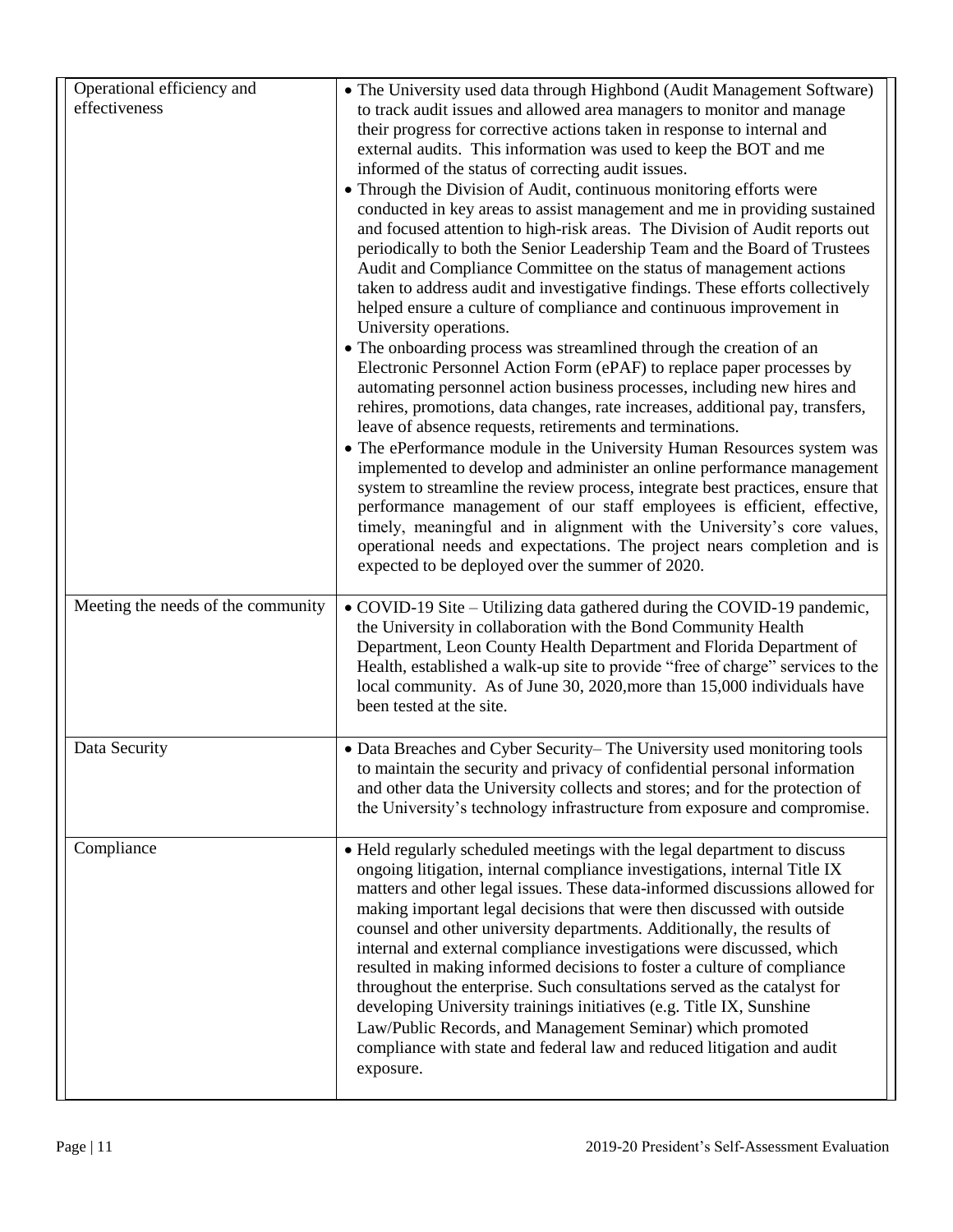| | |
|---|---|
| Operational efficiency and effectiveness | • The University used data through Highbond (Audit Management Software) to track audit issues and allowed area managers to monitor and manage their progress for corrective actions taken in response to internal and external audits. This information was used to keep the BOT and me informed of the status of correcting audit issues.<br>• Through the Division of Audit, continuous monitoring efforts were conducted in key areas to assist management and me in providing sustained and focused attention to high-risk areas. The Division of Audit reports out periodically to both the Senior Leadership Team and the Board of Trustees Audit and Compliance Committee on the status of management actions taken to address audit and investigative findings. These efforts collectively helped ensure a culture of compliance and continuous improvement in University operations.<br>• The onboarding process was streamlined through the creation of an Electronic Personnel Action Form (ePAF) to replace paper processes by automating personnel action business processes, including new hires and rehires, promotions, data changes, rate increases, additional pay, transfers, leave of absence requests, retirements and terminations.<br>• The ePerformance module in the University Human Resources system was implemented to develop and administer an online performance management system to streamline the review process, integrate best practices, ensure that performance management of our staff employees is efficient, effective, timely, meaningful and in alignment with the University's core values, operational needs and expectations. The project nears completion and is expected to be deployed over the summer of 2020. |
| Meeting the needs of the community | • COVID-19 Site – Utilizing data gathered during the COVID-19 pandemic, the University in collaboration with the Bond Community Health Department, Leon County Health Department and Florida Department of Health, established a walk-up site to provide "free of charge" services to the local community. As of June 30, 2020,more than 15,000 individuals have been tested at the site. |
| Data Security | • Data Breaches and Cyber Security– The University used monitoring tools to maintain the security and privacy of confidential personal information and other data the University collects and stores; and for the protection of the University's technology infrastructure from exposure and compromise. |
| Compliance | • Held regularly scheduled meetings with the legal department to discuss ongoing litigation, internal compliance investigations, internal Title IX matters and other legal issues. These data-informed discussions allowed for making important legal decisions that were then discussed with outside counsel and other university departments. Additionally, the results of internal and external compliance investigations were discussed, which resulted in making informed decisions to foster a culture of compliance throughout the enterprise. Such consultations served as the catalyst for developing University trainings initiatives (e.g. Title IX, Sunshine Law/Public Records, and Management Seminar) which promoted compliance with state and federal law and reduced litigation and audit exposure. |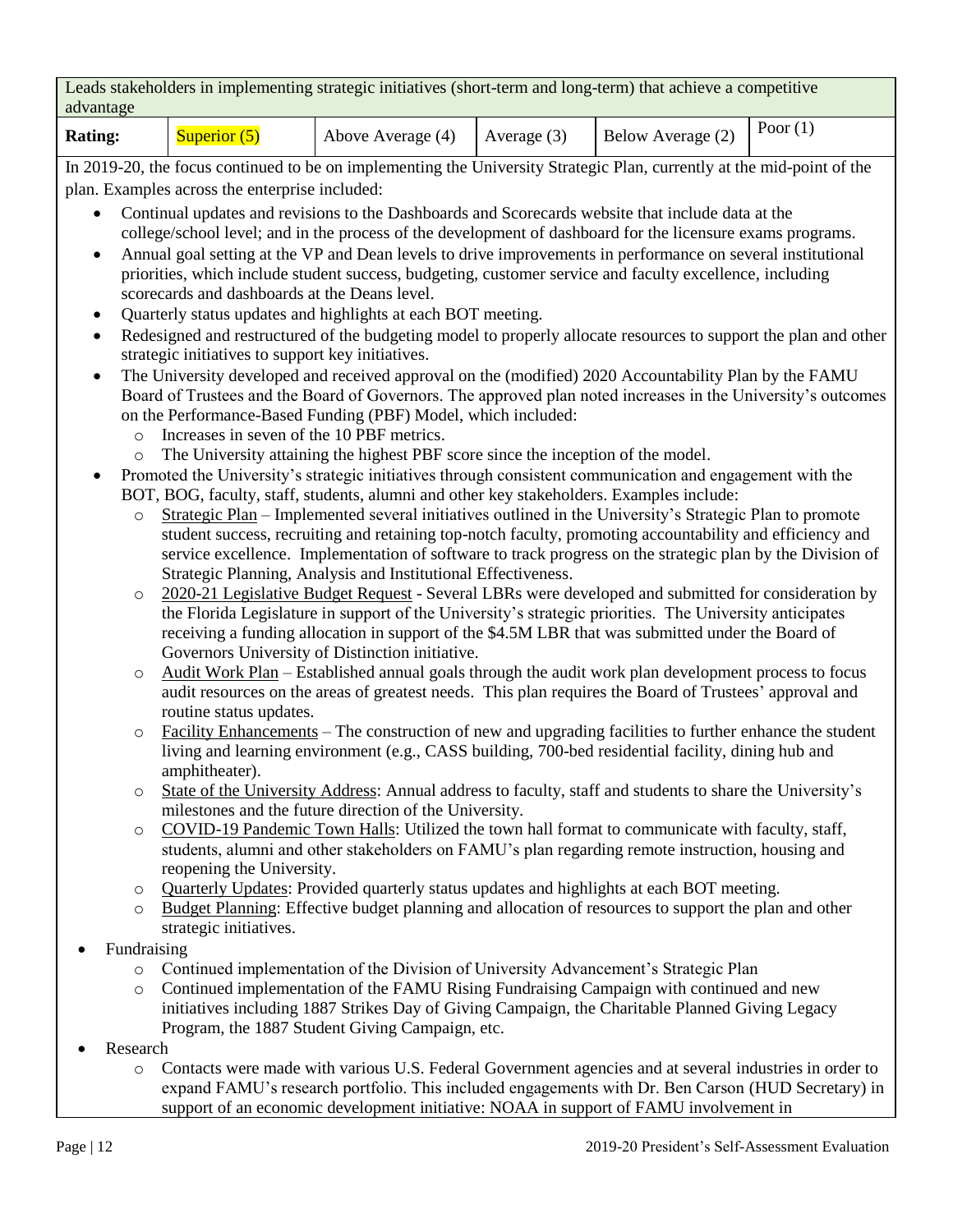| Leads stakeholders in implementing strategic initiatives (short-term and long-term) that achieve a competitive advantage | | | | | |
|---|---|---|---|---|---|
| **Rating:** | Superior (5) | Above Average (4) | Average (3) | Below Average (2) | Poor (1) |

In 2019-20, the focus continued to be on implementing the University Strategic Plan, currently at the mid-point of the plan. Examples across the enterprise included:

- Continual updates and revisions to the Dashboards and Scorecards website that include data at the college/school level; and in the process of the development of dashboard for the licensure exams programs.
- Annual goal setting at the VP and Dean levels to drive improvements in performance on several institutional priorities, which include student success, budgeting, customer service and faculty excellence, including scorecards and dashboards at the Deans level.
- Quarterly status updates and highlights at each BOT meeting.
- Redesigned and restructured of the budgeting model to properly allocate resources to support the plan and other strategic initiatives to support key initiatives.
- The University developed and received approval on the (modified) 2020 Accountability Plan by the FAMU Board of Trustees and the Board of Governors. The approved plan noted increases in the University's outcomes on the Performance-Based Funding (PBF) Model, which included:
  - Increases in seven of the 10 PBF metrics.
  - The University attaining the highest PBF score since the inception of the model.
- Promoted the University's strategic initiatives through consistent communication and engagement with the BOT, BOG, faculty, staff, students, alumni and other key stakeholders. Examples include:
  - Strategic Plan – Implemented several initiatives outlined in the University's Strategic Plan to promote student success, recruiting and retaining top-notch faculty, promoting accountability and efficiency and service excellence. Implementation of software to track progress on the strategic plan by the Division of Strategic Planning, Analysis and Institutional Effectiveness.
  - 2020-21 Legislative Budget Request - Several LBRs were developed and submitted for consideration by the Florida Legislature in support of the University's strategic priorities. The University anticipates receiving a funding allocation in support of the $4.5M LBR that was submitted under the Board of Governors University of Distinction initiative.
  - Audit Work Plan – Established annual goals through the audit work plan development process to focus audit resources on the areas of greatest needs. This plan requires the Board of Trustees' approval and routine status updates.
  - Facility Enhancements – The construction of new and upgrading facilities to further enhance the student living and learning environment (e.g., CASS building, 700-bed residential facility, dining hub and amphitheater).
  - State of the University Address: Annual address to faculty, staff and students to share the University's milestones and the future direction of the University.
  - COVID-19 Pandemic Town Halls: Utilized the town hall format to communicate with faculty, staff, students, alumni and other stakeholders on FAMU's plan regarding remote instruction, housing and reopening the University.
  - Quarterly Updates: Provided quarterly status updates and highlights at each BOT meeting.
  - Budget Planning: Effective budget planning and allocation of resources to support the plan and other strategic initiatives.
- Fundraising
  - Continued implementation of the Division of University Advancement's Strategic Plan
  - Continued implementation of the FAMU Rising Fundraising Campaign with continued and new initiatives including 1887 Strikes Day of Giving Campaign, the Charitable Planned Giving Legacy Program, the 1887 Student Giving Campaign, etc.
- Research
  - Contacts were made with various U.S. Federal Government agencies and at several industries in order to expand FAMU's research portfolio. This included engagements with Dr. Ben Carson (HUD Secretary) in support of an economic development initiative: NOAA in support of FAMU involvement in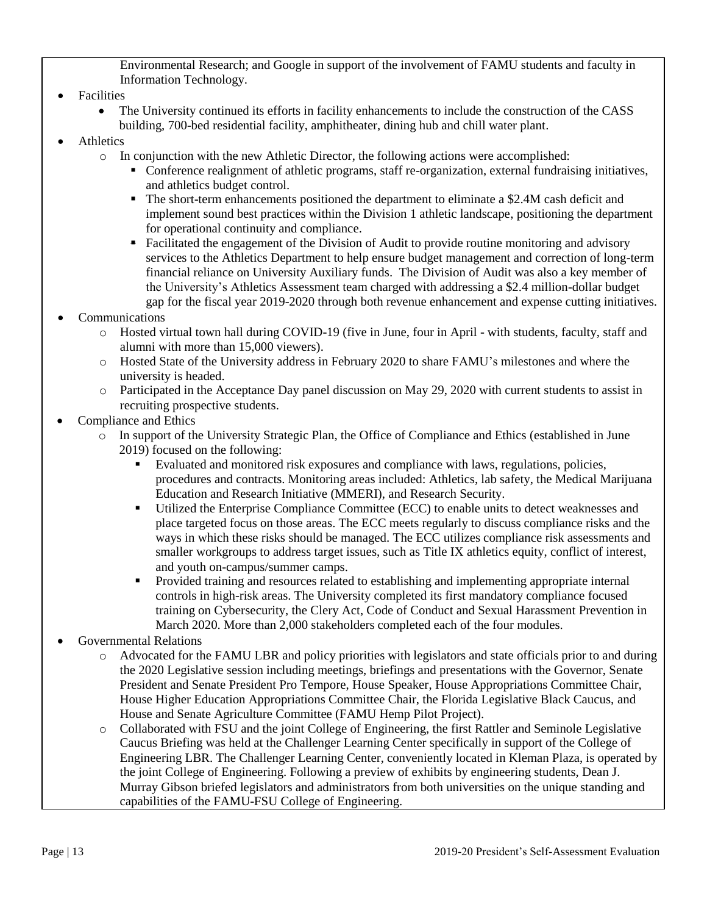Environmental Research; and Google in support of the involvement of FAMU students and faculty in Information Technology.

- Facilities
  - The University continued its efforts in facility enhancements to include the construction of the CASS building, 700-bed residential facility, amphitheater, dining hub and chill water plant.
- Athletics
  - In conjunction with the new Athletic Director, the following actions were accomplished:
    - Conference realignment of athletic programs, staff re-organization, external fundraising initiatives, and athletics budget control.
    - The short-term enhancements positioned the department to eliminate a $2.4M cash deficit and implement sound best practices within the Division 1 athletic landscape, positioning the department for operational continuity and compliance.
    - Facilitated the engagement of the Division of Audit to provide routine monitoring and advisory services to the Athletics Department to help ensure budget management and correction of long-term financial reliance on University Auxiliary funds. The Division of Audit was also a key member of the University's Athletics Assessment team charged with addressing a $2.4 million-dollar budget gap for the fiscal year 2019-2020 through both revenue enhancement and expense cutting initiatives.
- Communications
  - Hosted virtual town hall during COVID-19 (five in June, four in April - with students, faculty, staff and alumni with more than 15,000 viewers).
  - Hosted State of the University address in February 2020 to share FAMU's milestones and where the university is headed.
  - Participated in the Acceptance Day panel discussion on May 29, 2020 with current students to assist in recruiting prospective students.
- Compliance and Ethics
  - In support of the University Strategic Plan, the Office of Compliance and Ethics (established in June 2019) focused on the following:
    - Evaluated and monitored risk exposures and compliance with laws, regulations, policies, procedures and contracts. Monitoring areas included: Athletics, lab safety, the Medical Marijuana Education and Research Initiative (MMERI), and Research Security.
    - Utilized the Enterprise Compliance Committee (ECC) to enable units to detect weaknesses and place targeted focus on those areas. The ECC meets regularly to discuss compliance risks and the ways in which these risks should be managed. The ECC utilizes compliance risk assessments and smaller workgroups to address target issues, such as Title IX athletics equity, conflict of interest, and youth on-campus/summer camps.
    - Provided training and resources related to establishing and implementing appropriate internal controls in high-risk areas. The University completed its first mandatory compliance focused training on Cybersecurity, the Clery Act, Code of Conduct and Sexual Harassment Prevention in March 2020. More than 2,000 stakeholders completed each of the four modules.
- Governmental Relations
  - Advocated for the FAMU LBR and policy priorities with legislators and state officials prior to and during the 2020 Legislative session including meetings, briefings and presentations with the Governor, Senate President and Senate President Pro Tempore, House Speaker, House Appropriations Committee Chair, House Higher Education Appropriations Committee Chair, the Florida Legislative Black Caucus, and House and Senate Agriculture Committee (FAMU Hemp Pilot Project).
  - Collaborated with FSU and the joint College of Engineering, the first Rattler and Seminole Legislative Caucus Briefing was held at the Challenger Learning Center specifically in support of the College of Engineering LBR. The Challenger Learning Center, conveniently located in Kleman Plaza, is operated by the joint College of Engineering. Following a preview of exhibits by engineering students, Dean J. Murray Gibson briefed legislators and administrators from both universities on the unique standing and capabilities of the FAMU-FSU College of Engineering.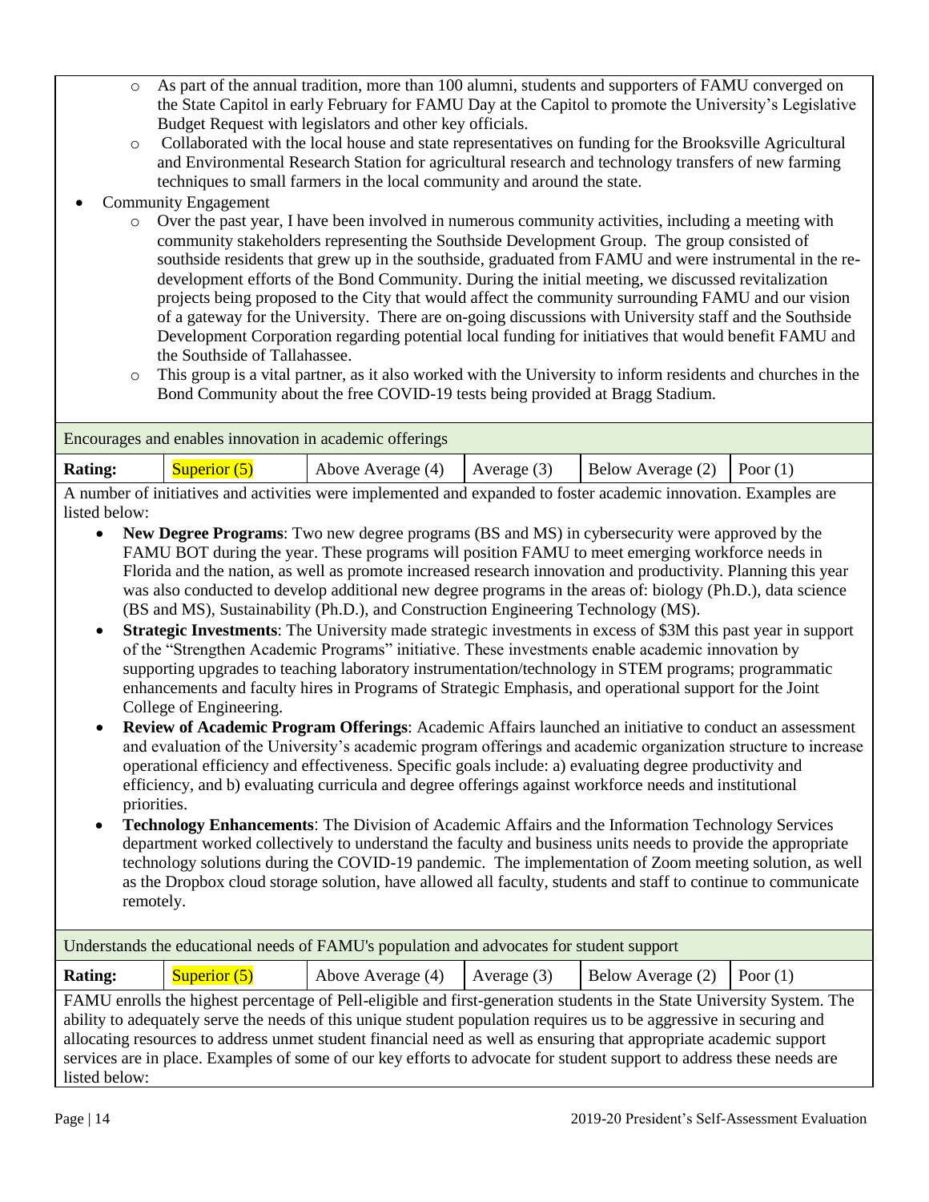- As part of the annual tradition, more than 100 alumni, students and supporters of FAMU converged on the State Capitol in early February for FAMU Day at the Capitol to promote the University's Legislative Budget Request with legislators and other key officials.
  - Collaborated with the local house and state representatives on funding for the Brooksville Agricultural and Environmental Research Station for agricultural research and technology transfers of new farming techniques to small farmers in the local community and around the state.
- Community Engagement
  - Over the past year, I have been involved in numerous community activities, including a meeting with community stakeholders representing the Southside Development Group. The group consisted of southside residents that grew up in the southside, graduated from FAMU and were instrumental in the re-development efforts of the Bond Community. During the initial meeting, we discussed revitalization projects being proposed to the City that would affect the community surrounding FAMU and our vision of a gateway for the University. There are on-going discussions with University staff and the Southside Development Corporation regarding potential local funding for initiatives that would benefit FAMU and the Southside of Tallahassee.
  - This group is a vital partner, as it also worked with the University to inform residents and churches in the Bond Community about the free COVID-19 tests being provided at Bragg Stadium.

Encourages and enables innovation in academic offerings

| Rating: | Superior (5) | Above Average (4) | Average (3) | Below Average (2) | Poor (1) |
|---|---|---|---|---|---|

A number of initiatives and activities were implemented and expanded to foster academic innovation. Examples are listed below:

- **New Degree Programs**: Two new degree programs (BS and MS) in cybersecurity were approved by the FAMU BOT during the year. These programs will position FAMU to meet emerging workforce needs in Florida and the nation, as well as promote increased research innovation and productivity. Planning this year was also conducted to develop additional new degree programs in the areas of: biology (Ph.D.), data science (BS and MS), Sustainability (Ph.D.), and Construction Engineering Technology (MS).
- **Strategic Investments**: The University made strategic investments in excess of $3M this past year in support of the "Strengthen Academic Programs" initiative. These investments enable academic innovation by supporting upgrades to teaching laboratory instrumentation/technology in STEM programs; programmatic enhancements and faculty hires in Programs of Strategic Emphasis, and operational support for the Joint College of Engineering.
- **Review of Academic Program Offerings**: Academic Affairs launched an initiative to conduct an assessment and evaluation of the University's academic program offerings and academic organization structure to increase operational efficiency and effectiveness. Specific goals include: a) evaluating degree productivity and efficiency, and b) evaluating curricula and degree offerings against workforce needs and institutional priorities.
- **Technology Enhancements**: The Division of Academic Affairs and the Information Technology Services department worked collectively to understand the faculty and business units needs to provide the appropriate technology solutions during the COVID-19 pandemic. The implementation of Zoom meeting solution, as well as the Dropbox cloud storage solution, have allowed all faculty, students and staff to continue to communicate remotely.

Understands the educational needs of FAMU's population and advocates for student support

| Rating: | Superior (5) | Above Average (4) | Average (3) | Below Average (2) | Poor (1) |
|---|---|---|---|---|---|

FAMU enrolls the highest percentage of Pell-eligible and first-generation students in the State University System. The ability to adequately serve the needs of this unique student population requires us to be aggressive in securing and allocating resources to address unmet student financial need as well as ensuring that appropriate academic support services are in place. Examples of some of our key efforts to advocate for student support to address these needs are listed below: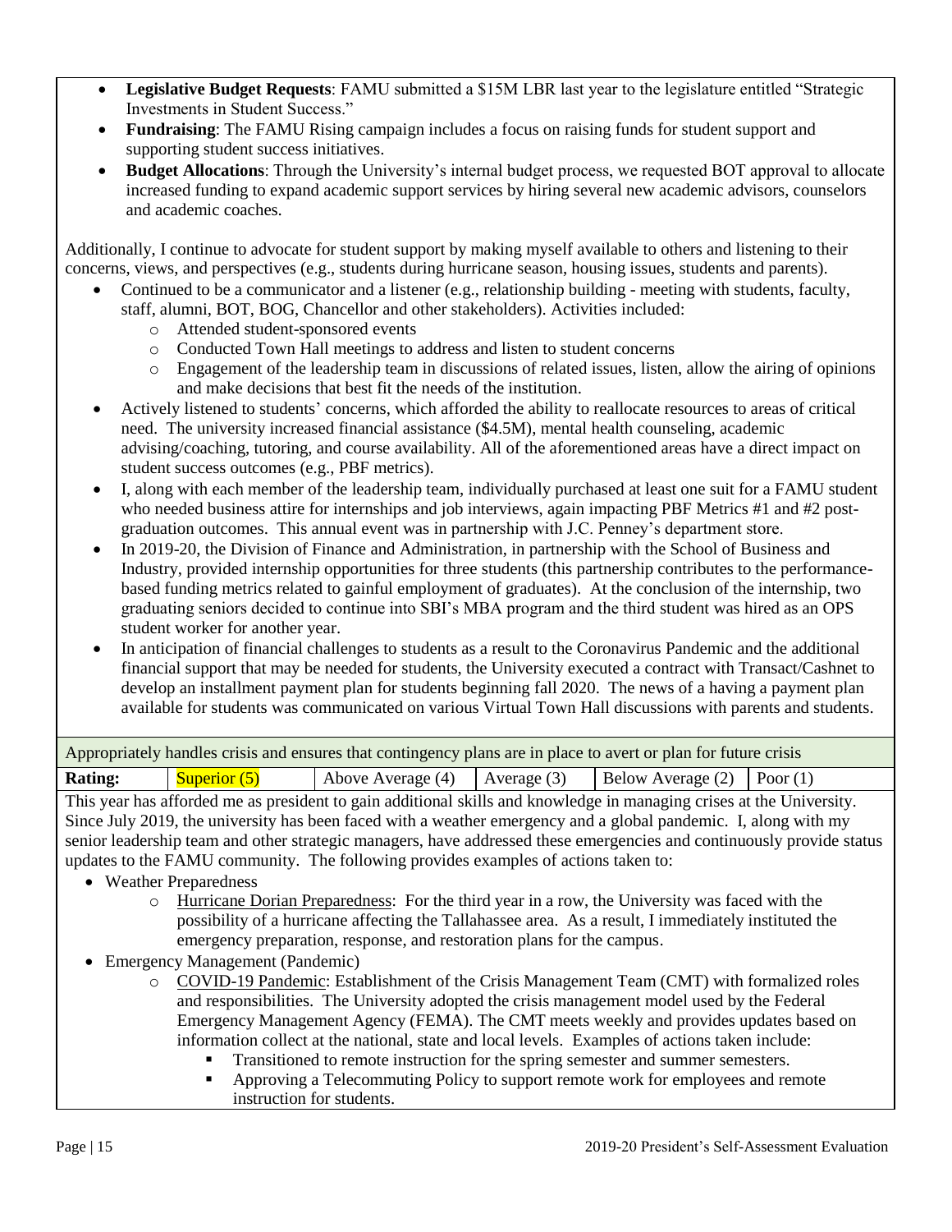- **Legislative Budget Requests**: FAMU submitted a $15M LBR last year to the legislature entitled "Strategic Investments in Student Success."
- **Fundraising**: The FAMU Rising campaign includes a focus on raising funds for student support and supporting student success initiatives.
- **Budget Allocations**: Through the University's internal budget process, we requested BOT approval to allocate increased funding to expand academic support services by hiring several new academic advisors, counselors and academic coaches.

Additionally, I continue to advocate for student support by making myself available to others and listening to their concerns, views, and perspectives (e.g., students during hurricane season, housing issues, students and parents).

- Continued to be a communicator and a listener (e.g., relationship building - meeting with students, faculty, staff, alumni, BOT, BOG, Chancellor and other stakeholders). Activities included:
  - Attended student-sponsored events
  - Conducted Town Hall meetings to address and listen to student concerns
  - Engagement of the leadership team in discussions of related issues, listen, allow the airing of opinions and make decisions that best fit the needs of the institution.
- Actively listened to students' concerns, which afforded the ability to reallocate resources to areas of critical need. The university increased financial assistance ($4.5M), mental health counseling, academic advising/coaching, tutoring, and course availability. All of the aforementioned areas have a direct impact on student success outcomes (e.g., PBF metrics).
- I, along with each member of the leadership team, individually purchased at least one suit for a FAMU student who needed business attire for internships and job interviews, again impacting PBF Metrics #1 and #2 post-graduation outcomes. This annual event was in partnership with J.C. Penney's department store.
- In 2019-20, the Division of Finance and Administration, in partnership with the School of Business and Industry, provided internship opportunities for three students (this partnership contributes to the performance-based funding metrics related to gainful employment of graduates). At the conclusion of the internship, two graduating seniors decided to continue into SBI's MBA program and the third student was hired as an OPS student worker for another year.
- In anticipation of financial challenges to students as a result to the Coronavirus Pandemic and the additional financial support that may be needed for students, the University executed a contract with Transact/Cashnet to develop an installment payment plan for students beginning fall 2020. The news of a having a payment plan available for students was communicated on various Virtual Town Hall discussions with parents and students.

| Appropriately handles crisis and ensures that contingency plans are in place to avert or plan for future crisis | | | | | |
|---|---|---|---|---|---|
| **Rating:** | Superior (5) | Above Average (4) | Average (3) | Below Average (2) | Poor (1) |

This year has afforded me as president to gain additional skills and knowledge in managing crises at the University. Since July 2019, the university has been faced with a weather emergency and a global pandemic. I, along with my senior leadership team and other strategic managers, have addressed these emergencies and continuously provide status updates to the FAMU community. The following provides examples of actions taken to:

- Weather Preparedness
  - Hurricane Dorian Preparedness: For the third year in a row, the University was faced with the possibility of a hurricane affecting the Tallahassee area. As a result, I immediately instituted the emergency preparation, response, and restoration plans for the campus.
- Emergency Management (Pandemic)
  - COVID-19 Pandemic: Establishment of the Crisis Management Team (CMT) with formalized roles and responsibilities. The University adopted the crisis management model used by the Federal Emergency Management Agency (FEMA). The CMT meets weekly and provides updates based on information collect at the national, state and local levels. Examples of actions taken include:
    - Transitioned to remote instruction for the spring semester and summer semesters.
    - Approving a Telecommuting Policy to support remote work for employees and remote instruction for students.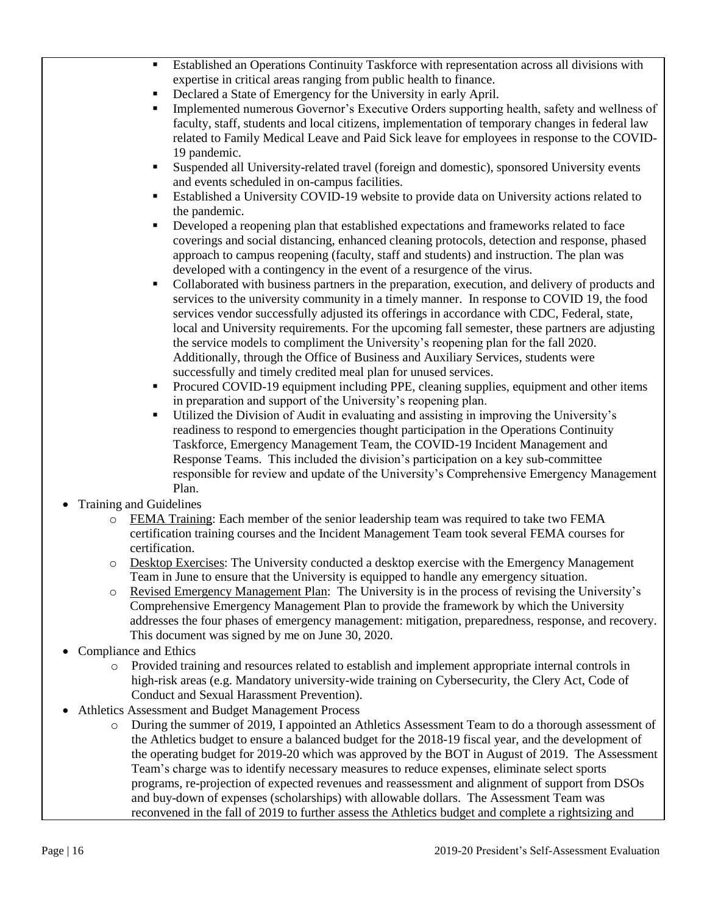- Established an Operations Continuity Taskforce with representation across all divisions with expertise in critical areas ranging from public health to finance.
    - Declared a State of Emergency for the University in early April.
    - Implemented numerous Governor's Executive Orders supporting health, safety and wellness of faculty, staff, students and local citizens, implementation of temporary changes in federal law related to Family Medical Leave and Paid Sick leave for employees in response to the COVID-19 pandemic.
    - Suspended all University-related travel (foreign and domestic), sponsored University events and events scheduled in on-campus facilities.
    - Established a University COVID-19 website to provide data on University actions related to the pandemic.
    - Developed a reopening plan that established expectations and frameworks related to face coverings and social distancing, enhanced cleaning protocols, detection and response, phased approach to campus reopening (faculty, staff and students) and instruction. The plan was developed with a contingency in the event of a resurgence of the virus.
    - Collaborated with business partners in the preparation, execution, and delivery of products and services to the university community in a timely manner. In response to COVID 19, the food services vendor successfully adjusted its offerings in accordance with CDC, Federal, state, local and University requirements. For the upcoming fall semester, these partners are adjusting the service models to compliment the University's reopening plan for the fall 2020. Additionally, through the Office of Business and Auxiliary Services, students were successfully and timely credited meal plan for unused services.
    - Procured COVID-19 equipment including PPE, cleaning supplies, equipment and other items in preparation and support of the University's reopening plan.
    - Utilized the Division of Audit in evaluating and assisting in improving the University's readiness to respond to emergencies thought participation in the Operations Continuity Taskforce, Emergency Management Team, the COVID-19 Incident Management and Response Teams. This included the division's participation on a key sub-committee responsible for review and update of the University's Comprehensive Emergency Management Plan.

- Training and Guidelines
    - <u>FEMA Training</u>: Each member of the senior leadership team was required to take two FEMA certification training courses and the Incident Management Team took several FEMA courses for certification.
    - <u>Desktop Exercises</u>: The University conducted a desktop exercise with the Emergency Management Team in June to ensure that the University is equipped to handle any emergency situation.
    - <u>Revised Emergency Management Plan</u>: The University is in the process of revising the University's Comprehensive Emergency Management Plan to provide the framework by which the University addresses the four phases of emergency management: mitigation, preparedness, response, and recovery. This document was signed by me on June 30, 2020.
- Compliance and Ethics
    - Provided training and resources related to establish and implement appropriate internal controls in high-risk areas (e.g. Mandatory university-wide training on Cybersecurity, the Clery Act, Code of Conduct and Sexual Harassment Prevention).
- Athletics Assessment and Budget Management Process
    - During the summer of 2019, I appointed an Athletics Assessment Team to do a thorough assessment of the Athletics budget to ensure a balanced budget for the 2018-19 fiscal year, and the development of the operating budget for 2019-20 which was approved by the BOT in August of 2019. The Assessment Team's charge was to identify necessary measures to reduce expenses, eliminate select sports programs, re-projection of expected revenues and reassessment and alignment of support from DSOs and buy-down of expenses (scholarships) with allowable dollars. The Assessment Team was reconvened in the fall of 2019 to further assess the Athletics budget and complete a rightsizing and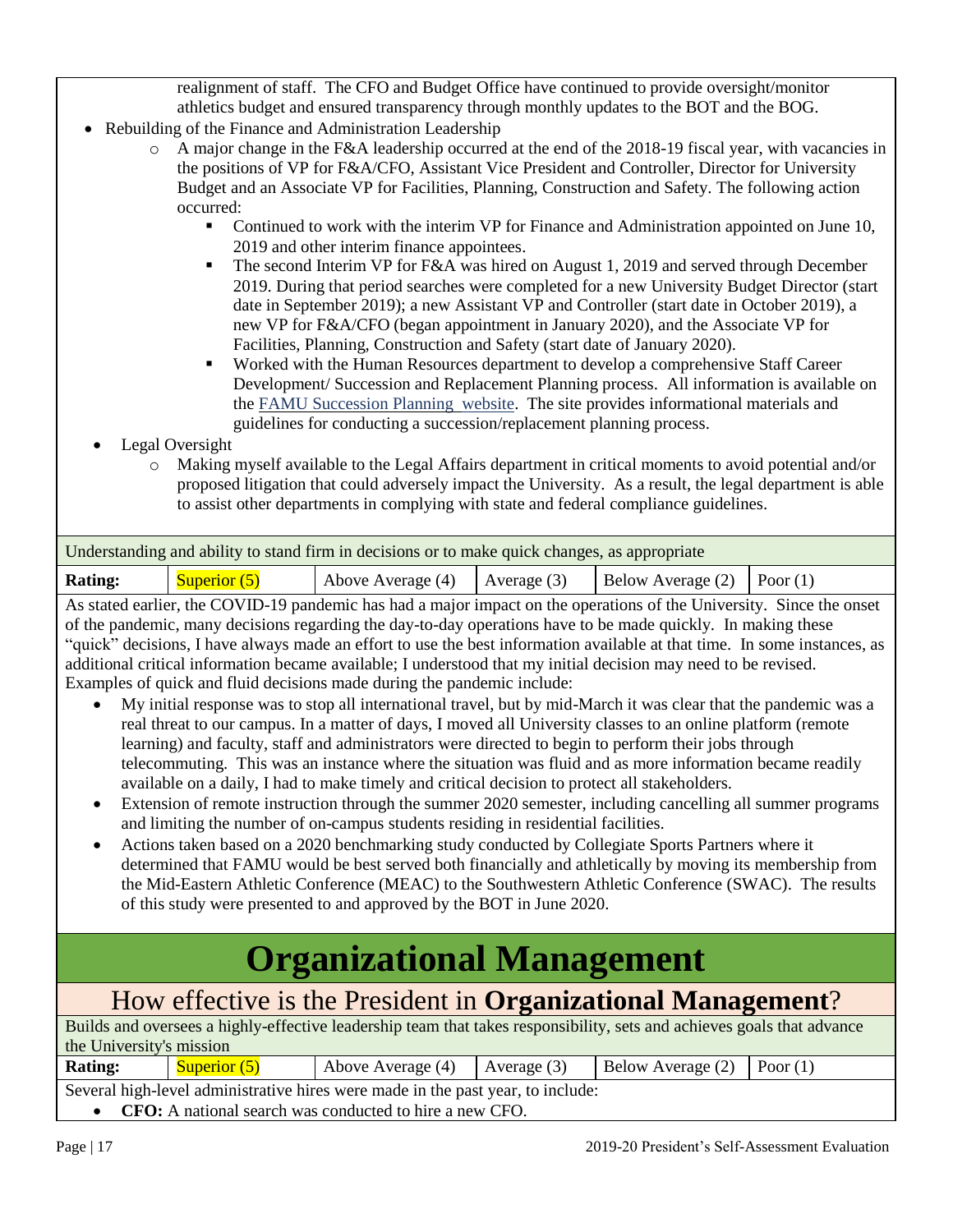realignment of staff. The CFO and Budget Office have continued to provide oversight/monitor athletics budget and ensured transparency through monthly updates to the BOT and the BOG.

- Rebuilding of the Finance and Administration Leadership
  - A major change in the F&A leadership occurred at the end of the 2018-19 fiscal year, with vacancies in the positions of VP for F&A/CFO, Assistant Vice President and Controller, Director for University Budget and an Associate VP for Facilities, Planning, Construction and Safety. The following action occurred:
    - Continued to work with the interim VP for Finance and Administration appointed on June 10, 2019 and other interim finance appointees.
    - The second Interim VP for F&A was hired on August 1, 2019 and served through December 2019. During that period searches were completed for a new University Budget Director (start date in September 2019); a new Assistant VP and Controller (start date in October 2019), a new VP for F&A/CFO (began appointment in January 2020), and the Associate VP for Facilities, Planning, Construction and Safety (start date of January 2020).
    - Worked with the Human Resources department to develop a comprehensive Staff Career Development/ Succession and Replacement Planning process. All information is available on the FAMU Succession Planning website. The site provides informational materials and guidelines for conducting a succession/replacement planning process.
- Legal Oversight
  - Making myself available to the Legal Affairs department in critical moments to avoid potential and/or proposed litigation that could adversely impact the University. As a result, the legal department is able to assist other departments in complying with state and federal compliance guidelines.

Understanding and ability to stand firm in decisions or to make quick changes, as appropriate

| Rating: | Superior (5) | Above Average (4) | Average (3) | Below Average (2) | Poor (1) |
|---|---|---|---|---|---|

As stated earlier, the COVID-19 pandemic has had a major impact on the operations of the University. Since the onset of the pandemic, many decisions regarding the day-to-day operations have to be made quickly. In making these "quick" decisions, I have always made an effort to use the best information available at that time. In some instances, as additional critical information became available; I understood that my initial decision may need to be revised. Examples of quick and fluid decisions made during the pandemic include:

- My initial response was to stop all international travel, but by mid-March it was clear that the pandemic was a real threat to our campus. In a matter of days, I moved all University classes to an online platform (remote learning) and faculty, staff and administrators were directed to begin to perform their jobs through telecommuting. This was an instance where the situation was fluid and as more information became readily available on a daily, I had to make timely and critical decision to protect all stakeholders.
- Extension of remote instruction through the summer 2020 semester, including cancelling all summer programs and limiting the number of on-campus students residing in residential facilities.
- Actions taken based on a 2020 benchmarking study conducted by Collegiate Sports Partners where it determined that FAMU would be best served both financially and athletically by moving its membership from the Mid-Eastern Athletic Conference (MEAC) to the Southwestern Athletic Conference (SWAC). The results of this study were presented to and approved by the BOT in June 2020.

# Organizational Management

## How effective is the President in **Organizational Management**?

Builds and oversees a highly-effective leadership team that takes responsibility, sets and achieves goals that advance the University's mission

| Rating: | Superior (5) | Above Average (4) | Average (3) | Below Average (2) | Poor (1) |
|---|---|---|---|---|---|

Several high-level administrative hires were made in the past year, to include:

- **CFO:** A national search was conducted to hire a new CFO.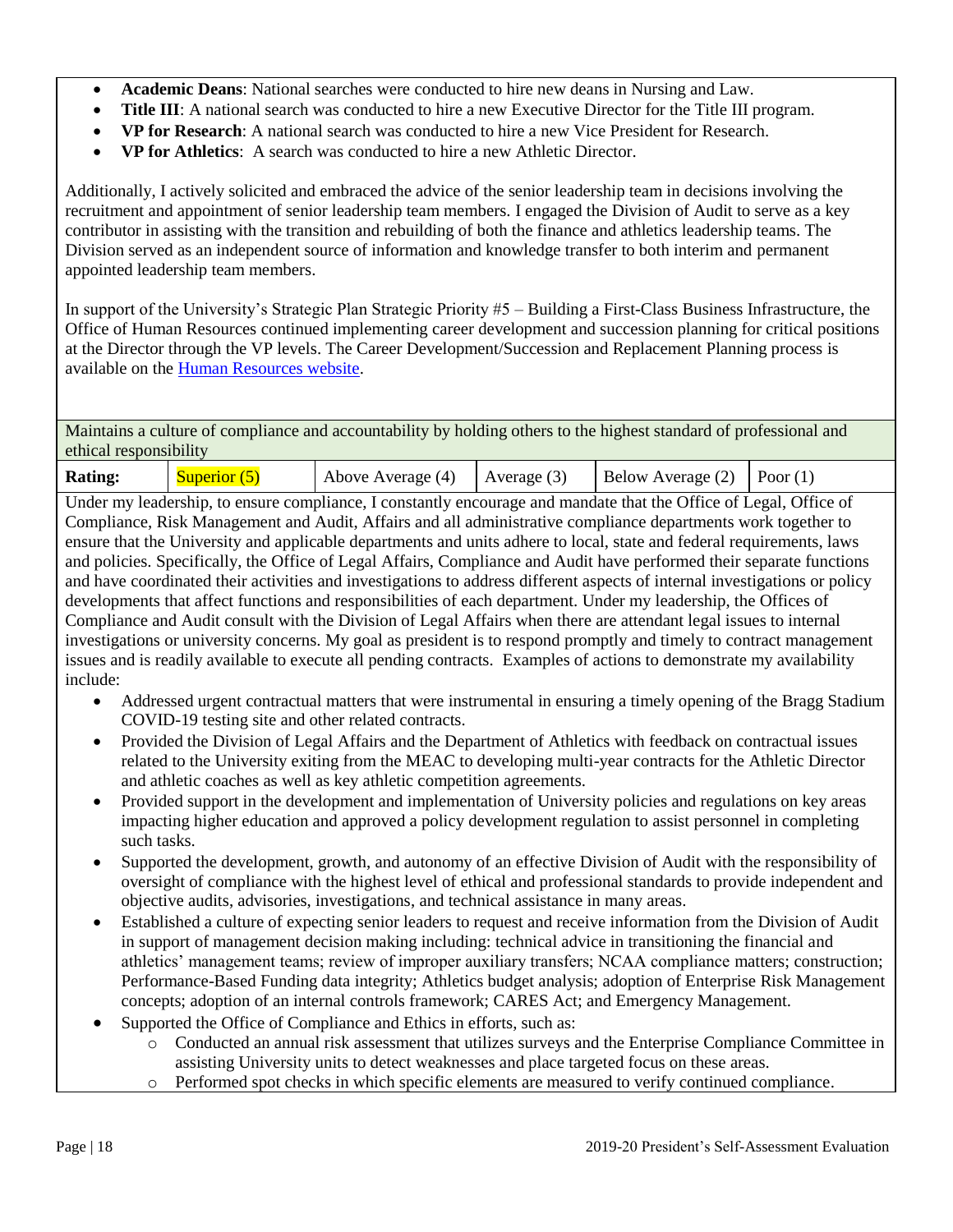- **Academic Deans**: National searches were conducted to hire new deans in Nursing and Law.
- **Title III**: A national search was conducted to hire a new Executive Director for the Title III program.
- **VP for Research**: A national search was conducted to hire a new Vice President for Research.
- **VP for Athletics**: A search was conducted to hire a new Athletic Director.

Additionally, I actively solicited and embraced the advice of the senior leadership team in decisions involving the recruitment and appointment of senior leadership team members. I engaged the Division of Audit to serve as a key contributor in assisting with the transition and rebuilding of both the finance and athletics leadership teams. The Division served as an independent source of information and knowledge transfer to both interim and permanent appointed leadership team members.

In support of the University's Strategic Plan Strategic Priority #5 – Building a First-Class Business Infrastructure, the Office of Human Resources continued implementing career development and succession planning for critical positions at the Director through the VP levels. The Career Development/Succession and Replacement Planning process is available on the [Human Resources website](#).

Maintains a culture of compliance and accountability by holding others to the highest standard of professional and ethical responsibility

| **Rating:** | Superior (5) | Above Average (4) | Average (3) | Below Average (2) | Poor (1) |
|---|---|---|---|---|---|

Under my leadership, to ensure compliance, I constantly encourage and mandate that the Office of Legal, Office of Compliance, Risk Management and Audit, Affairs and all administrative compliance departments work together to ensure that the University and applicable departments and units adhere to local, state and federal requirements, laws and policies. Specifically, the Office of Legal Affairs, Compliance and Audit have performed their separate functions and have coordinated their activities and investigations to address different aspects of internal investigations or policy developments that affect functions and responsibilities of each department. Under my leadership, the Offices of Compliance and Audit consult with the Division of Legal Affairs when there are attendant legal issues to internal investigations or university concerns. My goal as president is to respond promptly and timely to contract management issues and is readily available to execute all pending contracts. Examples of actions to demonstrate my availability include:

- Addressed urgent contractual matters that were instrumental in ensuring a timely opening of the Bragg Stadium COVID-19 testing site and other related contracts.
- Provided the Division of Legal Affairs and the Department of Athletics with feedback on contractual issues related to the University exiting from the MEAC to developing multi-year contracts for the Athletic Director and athletic coaches as well as key athletic competition agreements.
- Provided support in the development and implementation of University policies and regulations on key areas impacting higher education and approved a policy development regulation to assist personnel in completing such tasks.
- Supported the development, growth, and autonomy of an effective Division of Audit with the responsibility of oversight of compliance with the highest level of ethical and professional standards to provide independent and objective audits, advisories, investigations, and technical assistance in many areas.
- Established a culture of expecting senior leaders to request and receive information from the Division of Audit in support of management decision making including: technical advice in transitioning the financial and athletics' management teams; review of improper auxiliary transfers; NCAA compliance matters; construction; Performance-Based Funding data integrity; Athletics budget analysis; adoption of Enterprise Risk Management concepts; adoption of an internal controls framework; CARES Act; and Emergency Management.
- Supported the Office of Compliance and Ethics in efforts, such as:
  - Conducted an annual risk assessment that utilizes surveys and the Enterprise Compliance Committee in assisting University units to detect weaknesses and place targeted focus on these areas.
  - Performed spot checks in which specific elements are measured to verify continued compliance.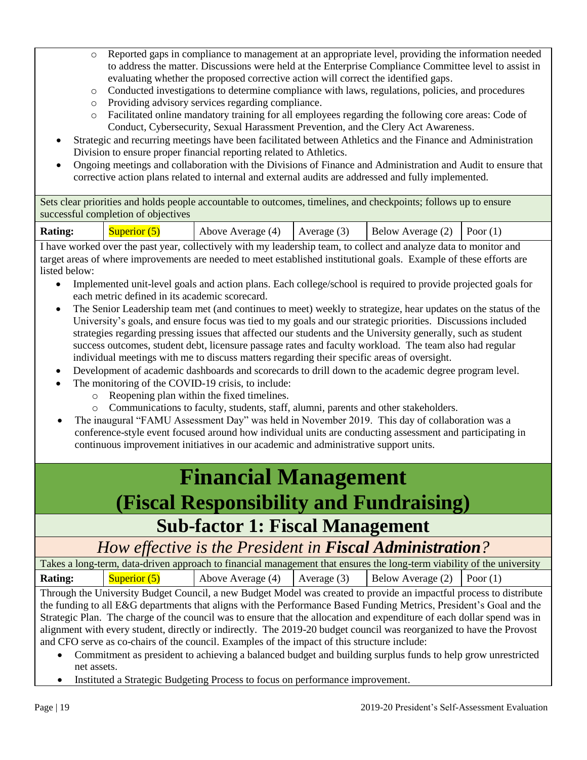- Reported gaps in compliance to management at an appropriate level, providing the information needed to address the matter. Discussions were held at the Enterprise Compliance Committee level to assist in evaluating whether the proposed corrective action will correct the identified gaps.
    - Conducted investigations to determine compliance with laws, regulations, policies, and procedures
    - Providing advisory services regarding compliance.
    - Facilitated online mandatory training for all employees regarding the following core areas: Code of Conduct, Cybersecurity, Sexual Harassment Prevention, and the Clery Act Awareness.
- Strategic and recurring meetings have been facilitated between Athletics and the Finance and Administration Division to ensure proper financial reporting related to Athletics.
- Ongoing meetings and collaboration with the Divisions of Finance and Administration and Audit to ensure that corrective action plans related to internal and external audits are addressed and fully implemented.

Sets clear priorities and holds people accountable to outcomes, timelines, and checkpoints; follows up to ensure successful completion of objectives

| Rating: | Superior (5) | Above Average (4) | Average (3) | Below Average (2) | Poor (1) |
|---|---|---|---|---|---|

I have worked over the past year, collectively with my leadership team, to collect and analyze data to monitor and target areas of where improvements are needed to meet established institutional goals. Example of these efforts are listed below:

- Implemented unit-level goals and action plans. Each college/school is required to provide projected goals for each metric defined in its academic scorecard.
- The Senior Leadership team met (and continues to meet) weekly to strategize, hear updates on the status of the University's goals, and ensure focus was tied to my goals and our strategic priorities. Discussions included strategies regarding pressing issues that affected our students and the University generally, such as student success outcomes, student debt, licensure passage rates and faculty workload. The team also had regular individual meetings with me to discuss matters regarding their specific areas of oversight.
- Development of academic dashboards and scorecards to drill down to the academic degree program level.
- The monitoring of the COVID-19 crisis, to include:
    - Reopening plan within the fixed timelines.
    - Communications to faculty, students, staff, alumni, parents and other stakeholders.
- The inaugural "FAMU Assessment Day" was held in November 2019. This day of collaboration was a conference-style event focused around how individual units are conducting assessment and participating in continuous improvement initiatives in our academic and administrative support units.

# Financial Management (Fiscal Responsibility and Fundraising)

## Sub-factor 1: Fiscal Management

### *How effective is the President in **Fiscal Administration**?*

Takes a long-term, data-driven approach to financial management that ensures the long-term viability of the university

| Rating: | Superior (5) | Above Average (4) | Average (3) | Below Average (2) | Poor (1) |
|---|---|---|---|---|---|

Through the University Budget Council, a new Budget Model was created to provide an impactful process to distribute the funding to all E&G departments that aligns with the Performance Based Funding Metrics, President's Goal and the Strategic Plan. The charge of the council was to ensure that the allocation and expenditure of each dollar spend was in alignment with every student, directly or indirectly. The 2019-20 budget council was reorganized to have the Provost and CFO serve as co-chairs of the council. Examples of the impact of this structure include:

- Commitment as president to achieving a balanced budget and building surplus funds to help grow unrestricted net assets.
- Instituted a Strategic Budgeting Process to focus on performance improvement.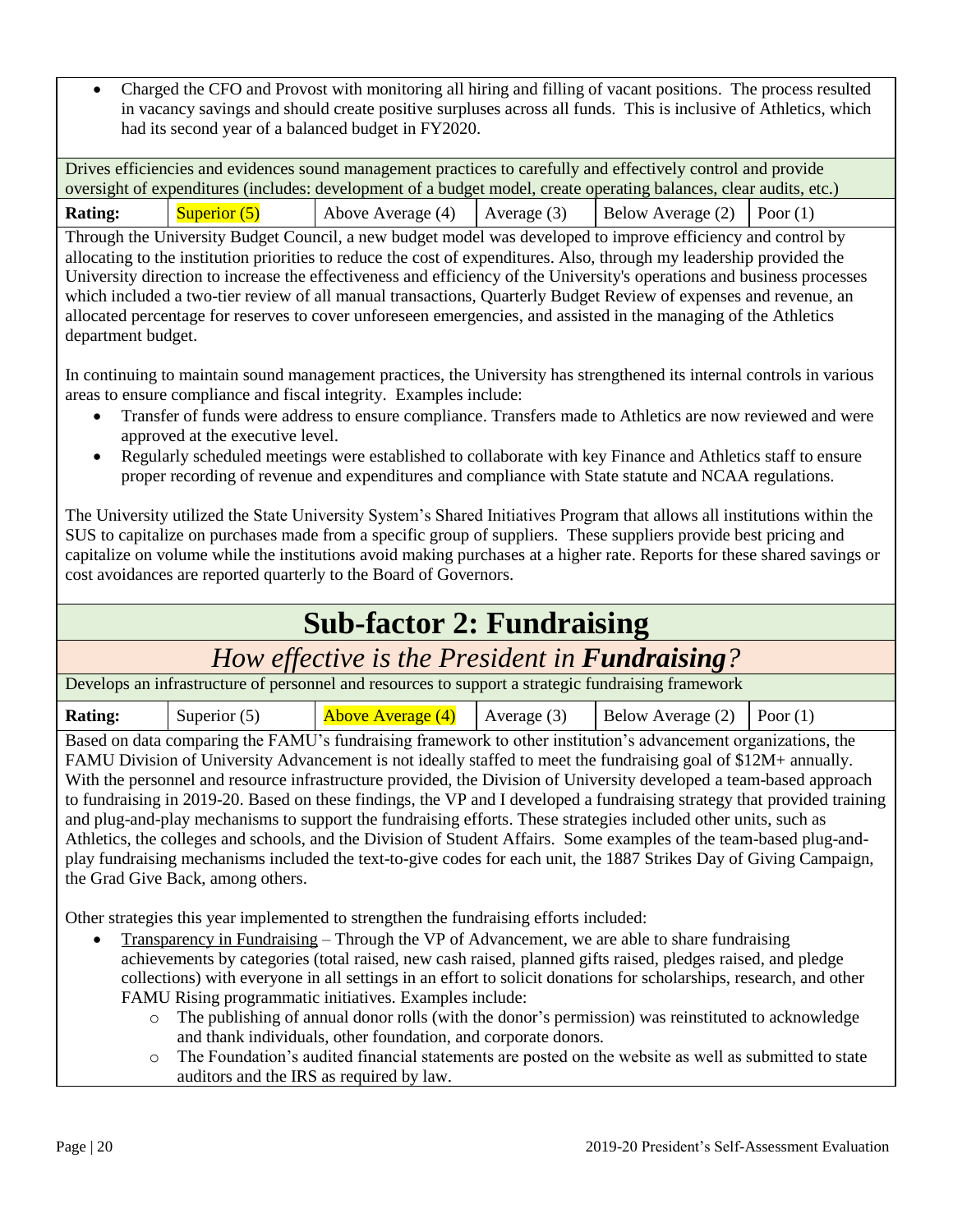- Charged the CFO and Provost with monitoring all hiring and filling of vacant positions. The process resulted in vacancy savings and should create positive surpluses across all funds. This is inclusive of Athletics, which had its second year of a balanced budget in FY2020.

Drives efficiencies and evidences sound management practices to carefully and effectively control and provide oversight of expenditures (includes: development of a budget model, create operating balances, clear audits, etc.)

| Rating: | Superior (5) | Above Average (4) | Average (3) | Below Average (2) | Poor (1) |
|---|---|---|---|---|---|

*(Selected rating: Superior (5))*

Through the University Budget Council, a new budget model was developed to improve efficiency and control by allocating to the institution priorities to reduce the cost of expenditures. Also, through my leadership provided the University direction to increase the effectiveness and efficiency of the University's operations and business processes which included a two-tier review of all manual transactions, Quarterly Budget Review of expenses and revenue, an allocated percentage for reserves to cover unforeseen emergencies, and assisted in the managing of the Athletics department budget.

In continuing to maintain sound management practices, the University has strengthened its internal controls in various areas to ensure compliance and fiscal integrity. Examples include:

- Transfer of funds were address to ensure compliance. Transfers made to Athletics are now reviewed and were approved at the executive level.
- Regularly scheduled meetings were established to collaborate with key Finance and Athletics staff to ensure proper recording of revenue and expenditures and compliance with State statute and NCAA regulations.

The University utilized the State University System's Shared Initiatives Program that allows all institutions within the SUS to capitalize on purchases made from a specific group of suppliers. These suppliers provide best pricing and capitalize on volume while the institutions avoid making purchases at a higher rate. Reports for these shared savings or cost avoidances are reported quarterly to the Board of Governors.

# Sub-factor 2: Fundraising

## *How effective is the President in **Fundraising**?*

Develops an infrastructure of personnel and resources to support a strategic fundraising framework

| Rating: | Superior (5) | Above Average (4) | Average (3) | Below Average (2) | Poor (1) |
|---|---|---|---|---|---|

*(Selected rating: Above Average (4))*

Based on data comparing the FAMU's fundraising framework to other institution's advancement organizations, the FAMU Division of University Advancement is not ideally staffed to meet the fundraising goal of $12M+ annually. With the personnel and resource infrastructure provided, the Division of University developed a team-based approach to fundraising in 2019-20. Based on these findings, the VP and I developed a fundraising strategy that provided training and plug-and-play mechanisms to support the fundraising efforts. These strategies included other units, such as Athletics, the colleges and schools, and the Division of Student Affairs. Some examples of the team-based plug-and-play fundraising mechanisms included the text-to-give codes for each unit, the 1887 Strikes Day of Giving Campaign, the Grad Give Back, among others.

Other strategies this year implemented to strengthen the fundraising efforts included:

- Transparency in Fundraising – Through the VP of Advancement, we are able to share fundraising achievements by categories (total raised, new cash raised, planned gifts raised, pledges raised, and pledge collections) with everyone in all settings in an effort to solicit donations for scholarships, research, and other FAMU Rising programmatic initiatives. Examples include:
  - The publishing of annual donor rolls (with the donor's permission) was reinstituted to acknowledge and thank individuals, other foundation, and corporate donors.
  - The Foundation's audited financial statements are posted on the website as well as submitted to state auditors and the IRS as required by law.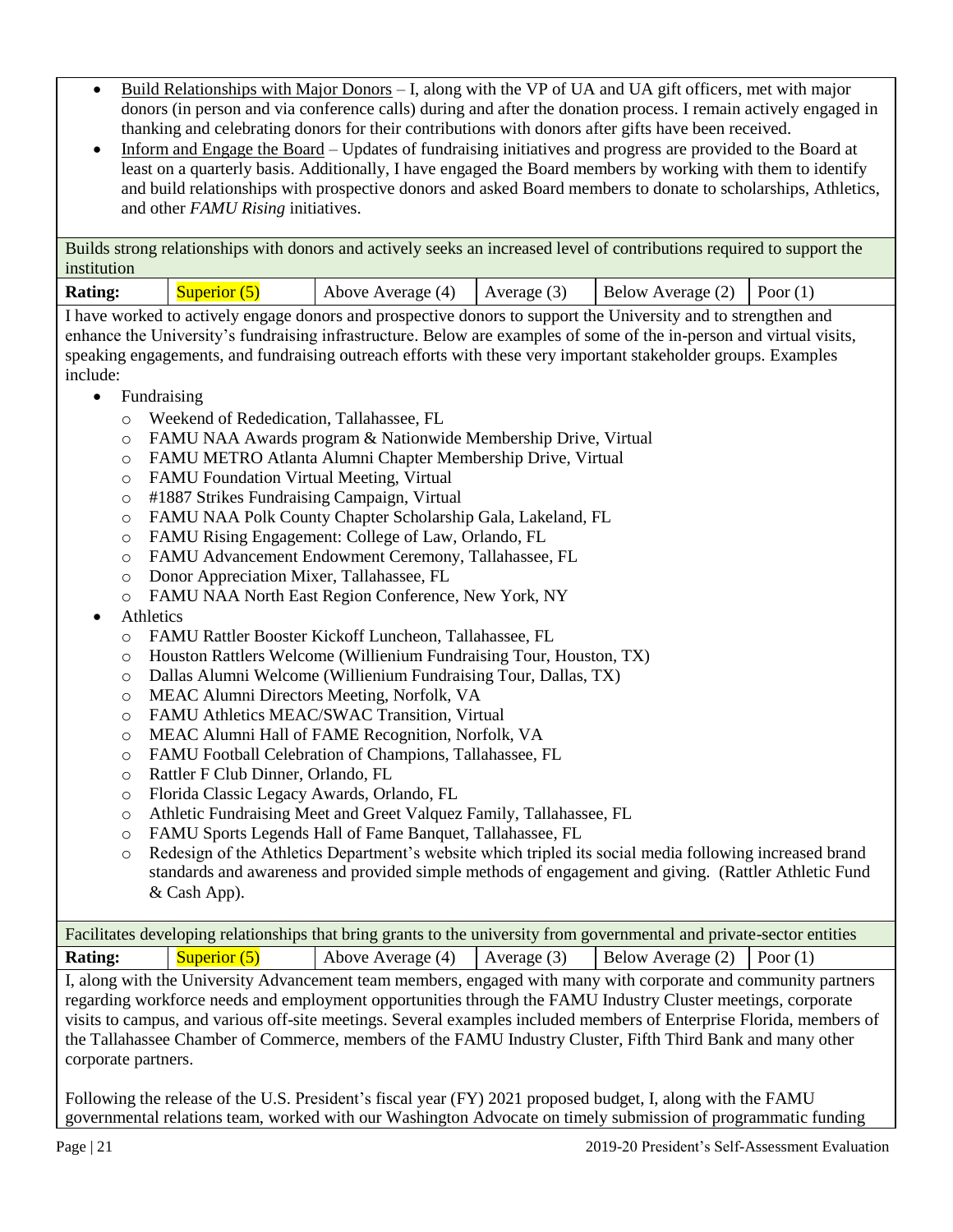- Build Relationships with Major Donors – I, along with the VP of UA and UA gift officers, met with major donors (in person and via conference calls) during and after the donation process. I remain actively engaged in thanking and celebrating donors for their contributions with donors after gifts have been received.
- Inform and Engage the Board – Updates of fundraising initiatives and progress are provided to the Board at least on a quarterly basis. Additionally, I have engaged the Board members by working with them to identify and build relationships with prospective donors and asked Board members to donate to scholarships, Athletics, and other *FAMU Rising* initiatives.

Builds strong relationships with donors and actively seeks an increased level of contributions required to support the institution

| **Rating:** | Superior (5) | Above Average (4) | Average (3) | Below Average (2) | Poor (1) |
|---|---|---|---|---|---|

I have worked to actively engage donors and prospective donors to support the University and to strengthen and enhance the University's fundraising infrastructure. Below are examples of some of the in-person and virtual visits, speaking engagements, and fundraising outreach efforts with these very important stakeholder groups. Examples include:

- Fundraising
  - Weekend of Rededication, Tallahassee, FL
  - FAMU NAA Awards program & Nationwide Membership Drive, Virtual
  - FAMU METRO Atlanta Alumni Chapter Membership Drive, Virtual
  - FAMU Foundation Virtual Meeting, Virtual
  - #1887 Strikes Fundraising Campaign, Virtual
  - FAMU NAA Polk County Chapter Scholarship Gala, Lakeland, FL
  - FAMU Rising Engagement: College of Law, Orlando, FL
  - FAMU Advancement Endowment Ceremony, Tallahassee, FL
  - Donor Appreciation Mixer, Tallahassee, FL
  - FAMU NAA North East Region Conference, New York, NY
- Athletics
  - FAMU Rattler Booster Kickoff Luncheon, Tallahassee, FL
  - Houston Rattlers Welcome (Willienium Fundraising Tour, Houston, TX)
  - Dallas Alumni Welcome (Willienium Fundraising Tour, Dallas, TX)
  - MEAC Alumni Directors Meeting, Norfolk, VA
  - FAMU Athletics MEAC/SWAC Transition, Virtual
  - MEAC Alumni Hall of FAME Recognition, Norfolk, VA
  - FAMU Football Celebration of Champions, Tallahassee, FL
  - Rattler F Club Dinner, Orlando, FL
  - Florida Classic Legacy Awards, Orlando, FL
  - Athletic Fundraising Meet and Greet Valquez Family, Tallahassee, FL
  - FAMU Sports Legends Hall of Fame Banquet, Tallahassee, FL
  - Redesign of the Athletics Department's website which tripled its social media following increased brand standards and awareness and provided simple methods of engagement and giving. (Rattler Athletic Fund & Cash App).

Facilitates developing relationships that bring grants to the university from governmental and private-sector entities

| **Rating:** | Superior (5) | Above Average (4) | Average (3) | Below Average (2) | Poor (1) |
|---|---|---|---|---|---|

I, along with the University Advancement team members, engaged with many with corporate and community partners regarding workforce needs and employment opportunities through the FAMU Industry Cluster meetings, corporate visits to campus, and various off-site meetings. Several examples included members of Enterprise Florida, members of the Tallahassee Chamber of Commerce, members of the FAMU Industry Cluster, Fifth Third Bank and many other corporate partners.

Following the release of the U.S. President's fiscal year (FY) 2021 proposed budget, I, along with the FAMU governmental relations team, worked with our Washington Advocate on timely submission of programmatic funding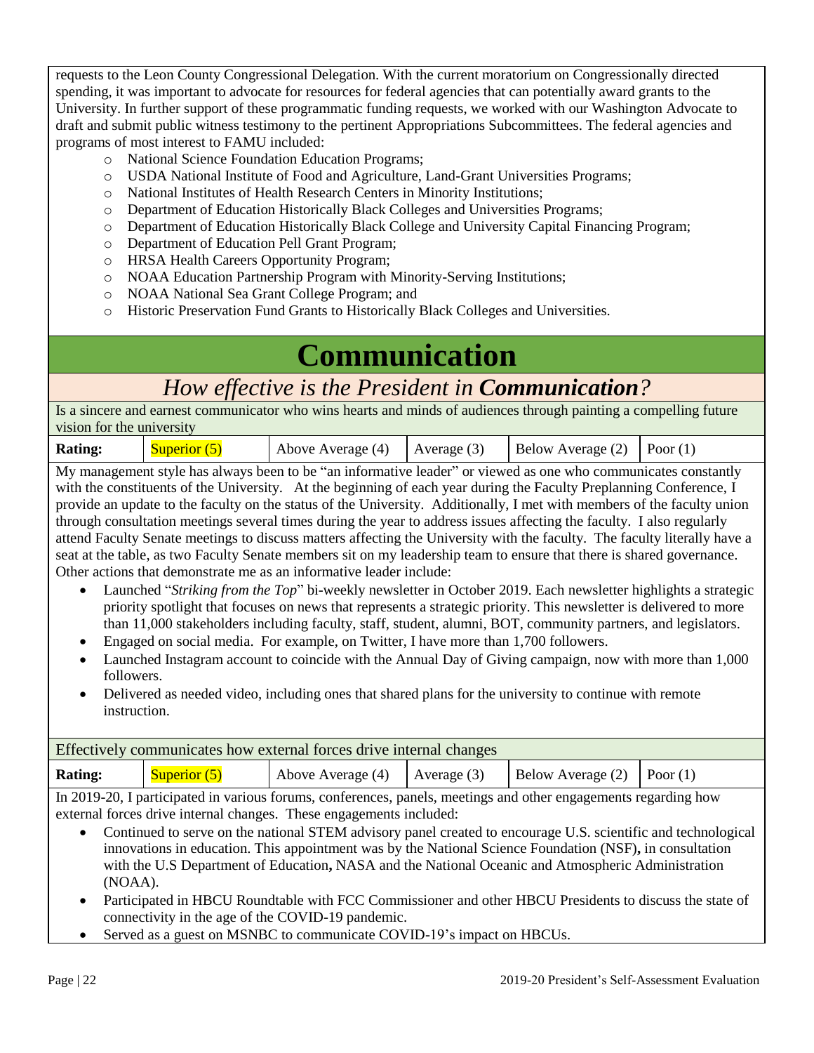requests to the Leon County Congressional Delegation. With the current moratorium on Congressionally directed spending, it was important to advocate for resources for federal agencies that can potentially award grants to the University. In further support of these programmatic funding requests, we worked with our Washington Advocate to draft and submit public witness testimony to the pertinent Appropriations Subcommittees. The federal agencies and programs of most interest to FAMU included:

- National Science Foundation Education Programs;
- USDA National Institute of Food and Agriculture, Land-Grant Universities Programs;
- National Institutes of Health Research Centers in Minority Institutions;
- Department of Education Historically Black Colleges and Universities Programs;
- Department of Education Historically Black College and University Capital Financing Program;
- Department of Education Pell Grant Program;
- HRSA Health Careers Opportunity Program;
- NOAA Education Partnership Program with Minority-Serving Institutions;
- NOAA National Sea Grant College Program; and
- Historic Preservation Fund Grants to Historically Black Colleges and Universities.

# Communication

## How effective is the President in ***Communication***?

Is a sincere and earnest communicator who wins hearts and minds of audiences through painting a compelling future vision for the university

| Rating: | Superior (5) | Above Average (4) | Average (3) | Below Average (2) | Poor (1) |
|---|---|---|---|---|---|

My management style has always been to be "an informative leader" or viewed as one who communicates constantly with the constituents of the University. At the beginning of each year during the Faculty Preplanning Conference, I provide an update to the faculty on the status of the University. Additionally, I met with members of the faculty union through consultation meetings several times during the year to address issues affecting the faculty. I also regularly attend Faculty Senate meetings to discuss matters affecting the University with the faculty. The faculty literally have a seat at the table, as two Faculty Senate members sit on my leadership team to ensure that there is shared governance. Other actions that demonstrate me as an informative leader include:

- Launched "*Striking from the Top*" bi-weekly newsletter in October 2019. Each newsletter highlights a strategic priority spotlight that focuses on news that represents a strategic priority. This newsletter is delivered to more than 11,000 stakeholders including faculty, staff, student, alumni, BOT, community partners, and legislators.
- Engaged on social media. For example, on Twitter, I have more than 1,700 followers.
- Launched Instagram account to coincide with the Annual Day of Giving campaign, now with more than 1,000 followers.
- Delivered as needed video, including ones that shared plans for the university to continue with remote instruction.

Effectively communicates how external forces drive internal changes

| Rating: | Superior (5) | Above Average (4) | Average (3) | Below Average (2) | Poor (1) |
|---|---|---|---|---|---|

In 2019-20, I participated in various forums, conferences, panels, meetings and other engagements regarding how external forces drive internal changes. These engagements included:

- Continued to serve on the national STEM advisory panel created to encourage U.S. scientific and technological innovations in education. This appointment was by the National Science Foundation (NSF)**,** in consultation with the U.S Department of Education**,** NASA and the National Oceanic and Atmospheric Administration (NOAA).
- Participated in HBCU Roundtable with FCC Commissioner and other HBCU Presidents to discuss the state of connectivity in the age of the COVID-19 pandemic.
- Served as a guest on MSNBC to communicate COVID-19's impact on HBCUs.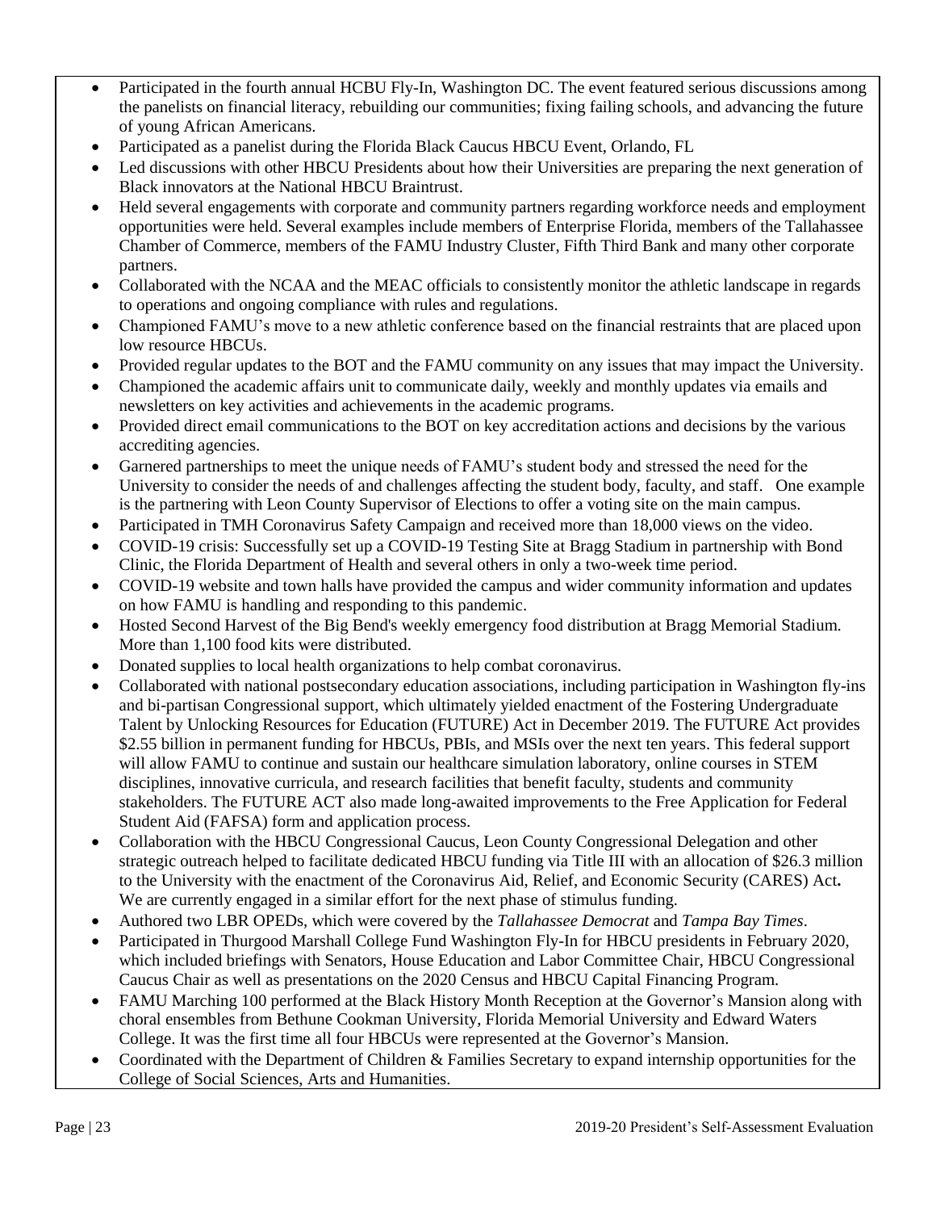- Participated in the fourth annual HCBU Fly-In, Washington DC. The event featured serious discussions among the panelists on financial literacy, rebuilding our communities; fixing failing schools, and advancing the future of young African Americans.
- Participated as a panelist during the Florida Black Caucus HBCU Event, Orlando, FL
- Led discussions with other HBCU Presidents about how their Universities are preparing the next generation of Black innovators at the National HBCU Braintrust.
- Held several engagements with corporate and community partners regarding workforce needs and employment opportunities were held. Several examples include members of Enterprise Florida, members of the Tallahassee Chamber of Commerce, members of the FAMU Industry Cluster, Fifth Third Bank and many other corporate partners.
- Collaborated with the NCAA and the MEAC officials to consistently monitor the athletic landscape in regards to operations and ongoing compliance with rules and regulations.
- Championed FAMU's move to a new athletic conference based on the financial restraints that are placed upon low resource HBCUs.
- Provided regular updates to the BOT and the FAMU community on any issues that may impact the University.
- Championed the academic affairs unit to communicate daily, weekly and monthly updates via emails and newsletters on key activities and achievements in the academic programs.
- Provided direct email communications to the BOT on key accreditation actions and decisions by the various accrediting agencies.
- Garnered partnerships to meet the unique needs of FAMU's student body and stressed the need for the University to consider the needs of and challenges affecting the student body, faculty, and staff. One example is the partnering with Leon County Supervisor of Elections to offer a voting site on the main campus.
- Participated in TMH Coronavirus Safety Campaign and received more than 18,000 views on the video.
- COVID-19 crisis: Successfully set up a COVID-19 Testing Site at Bragg Stadium in partnership with Bond Clinic, the Florida Department of Health and several others in only a two-week time period.
- COVID-19 website and town halls have provided the campus and wider community information and updates on how FAMU is handling and responding to this pandemic.
- Hosted Second Harvest of the Big Bend's weekly emergency food distribution at Bragg Memorial Stadium. More than 1,100 food kits were distributed.
- Donated supplies to local health organizations to help combat coronavirus.
- Collaborated with national postsecondary education associations, including participation in Washington fly-ins and bi-partisan Congressional support, which ultimately yielded enactment of the Fostering Undergraduate Talent by Unlocking Resources for Education (FUTURE) Act in December 2019. The FUTURE Act provides $2.55 billion in permanent funding for HBCUs, PBIs, and MSIs over the next ten years. This federal support will allow FAMU to continue and sustain our healthcare simulation laboratory, online courses in STEM disciplines, innovative curricula, and research facilities that benefit faculty, students and community stakeholders. The FUTURE ACT also made long-awaited improvements to the Free Application for Federal Student Aid (FAFSA) form and application process.
- Collaboration with the HBCU Congressional Caucus, Leon County Congressional Delegation and other strategic outreach helped to facilitate dedicated HBCU funding via Title III with an allocation of $26.3 million to the University with the enactment of the Coronavirus Aid, Relief, and Economic Security (CARES) Act**.** We are currently engaged in a similar effort for the next phase of stimulus funding.
- Authored two LBR OPEDs, which were covered by the *Tallahassee Democrat* and *Tampa Bay Times*.
- Participated in Thurgood Marshall College Fund Washington Fly-In for HBCU presidents in February 2020, which included briefings with Senators, House Education and Labor Committee Chair, HBCU Congressional Caucus Chair as well as presentations on the 2020 Census and HBCU Capital Financing Program.
- FAMU Marching 100 performed at the Black History Month Reception at the Governor's Mansion along with choral ensembles from Bethune Cookman University, Florida Memorial University and Edward Waters College. It was the first time all four HBCUs were represented at the Governor's Mansion.
- Coordinated with the Department of Children & Families Secretary to expand internship opportunities for the College of Social Sciences, Arts and Humanities.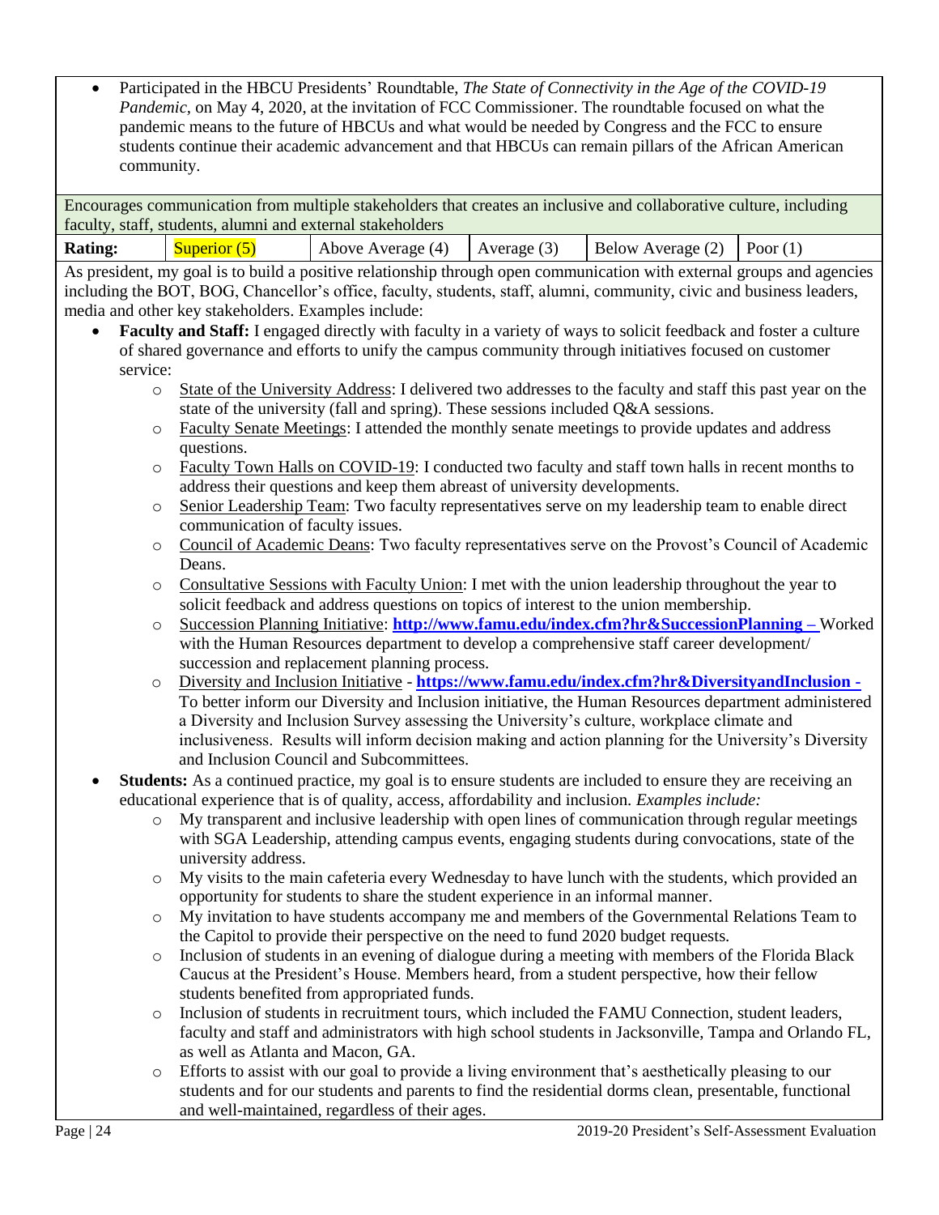- Participated in the HBCU Presidents' Roundtable, *The State of Connectivity in the Age of the COVID-19 Pandemic*, on May 4, 2020, at the invitation of FCC Commissioner. The roundtable focused on what the pandemic means to the future of HBCUs and what would be needed by Congress and the FCC to ensure students continue their academic advancement and that HBCUs can remain pillars of the African American community.

Encourages communication from multiple stakeholders that creates an inclusive and collaborative culture, including faculty, staff, students, alumni and external stakeholders

| **Rating:** | Superior (5) | Above Average (4) | Average (3) | Below Average (2) | Poor (1) |
|---|---|---|---|---|---|

As president, my goal is to build a positive relationship through open communication with external groups and agencies including the BOT, BOG, Chancellor's office, faculty, students, staff, alumni, community, civic and business leaders, media and other key stakeholders. Examples include:

- **Faculty and Staff:** I engaged directly with faculty in a variety of ways to solicit feedback and foster a culture of shared governance and efforts to unify the campus community through initiatives focused on customer service:
  - State of the University Address: I delivered two addresses to the faculty and staff this past year on the state of the university (fall and spring). These sessions included Q&A sessions.
  - Faculty Senate Meetings: I attended the monthly senate meetings to provide updates and address questions.
  - Faculty Town Halls on COVID-19: I conducted two faculty and staff town halls in recent months to address their questions and keep them abreast of university developments.
  - Senior Leadership Team: Two faculty representatives serve on my leadership team to enable direct communication of faculty issues.
  - Council of Academic Deans: Two faculty representatives serve on the Provost's Council of Academic Deans.
  - Consultative Sessions with Faculty Union: I met with the union leadership throughout the year to solicit feedback and address questions on topics of interest to the union membership.
  - Succession Planning Initiative: **http://www.famu.edu/index.cfm?hr&SuccessionPlanning –** Worked with the Human Resources department to develop a comprehensive staff career development/ succession and replacement planning process.
  - Diversity and Inclusion Initiative **- https://www.famu.edu/index.cfm?hr&DiversityandInclusion -** To better inform our Diversity and Inclusion initiative, the Human Resources department administered a Diversity and Inclusion Survey assessing the University's culture, workplace climate and inclusiveness. Results will inform decision making and action planning for the University's Diversity and Inclusion Council and Subcommittees.
- **Students:** As a continued practice, my goal is to ensure students are included to ensure they are receiving an educational experience that is of quality, access, affordability and inclusion. *Examples include:*
  - My transparent and inclusive leadership with open lines of communication through regular meetings with SGA Leadership, attending campus events, engaging students during convocations, state of the university address.
  - My visits to the main cafeteria every Wednesday to have lunch with the students, which provided an opportunity for students to share the student experience in an informal manner.
  - My invitation to have students accompany me and members of the Governmental Relations Team to the Capitol to provide their perspective on the need to fund 2020 budget requests.
  - Inclusion of students in an evening of dialogue during a meeting with members of the Florida Black Caucus at the President's House. Members heard, from a student perspective, how their fellow students benefited from appropriated funds.
  - Inclusion of students in recruitment tours, which included the FAMU Connection, student leaders, faculty and staff and administrators with high school students in Jacksonville, Tampa and Orlando FL, as well as Atlanta and Macon, GA.
  - Efforts to assist with our goal to provide a living environment that's aesthetically pleasing to our students and for our students and parents to find the residential dorms clean, presentable, functional and well-maintained, regardless of their ages.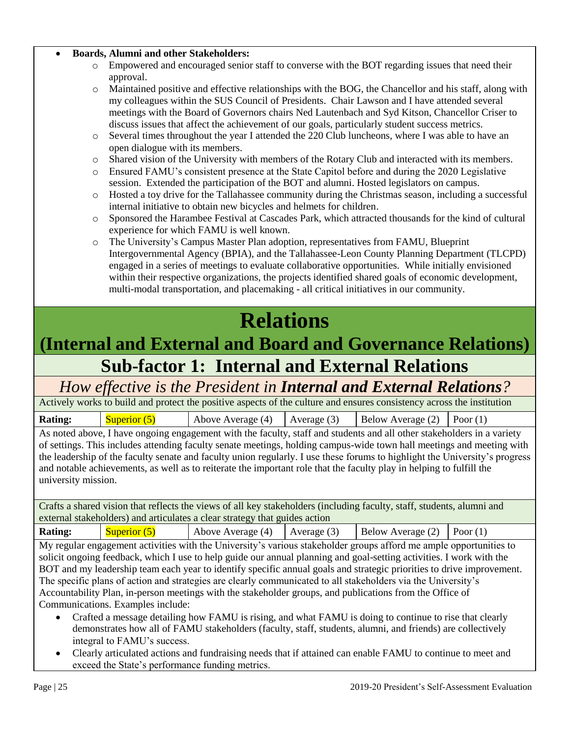- **Boards, Alumni and other Stakeholders:**
  - Empowered and encouraged senior staff to converse with the BOT regarding issues that need their approval.
  - Maintained positive and effective relationships with the BOG, the Chancellor and his staff, along with my colleagues within the SUS Council of Presidents. Chair Lawson and I have attended several meetings with the Board of Governors chairs Ned Lautenbach and Syd Kitson, Chancellor Criser to discuss issues that affect the achievement of our goals, particularly student success metrics.
  - Several times throughout the year I attended the 220 Club luncheons, where I was able to have an open dialogue with its members.
  - Shared vision of the University with members of the Rotary Club and interacted with its members.
  - Ensured FAMU's consistent presence at the State Capitol before and during the 2020 Legislative session. Extended the participation of the BOT and alumni. Hosted legislators on campus.
  - Hosted a toy drive for the Tallahassee community during the Christmas season, including a successful internal initiative to obtain new bicycles and helmets for children.
  - Sponsored the Harambee Festival at Cascades Park, which attracted thousands for the kind of cultural experience for which FAMU is well known.
  - The University's Campus Master Plan adoption, representatives from FAMU, Blueprint Intergovernmental Agency (BPIA), and the Tallahassee-Leon County Planning Department (TLCPD) engaged in a series of meetings to evaluate collaborative opportunities. While initially envisioned within their respective organizations, the projects identified shared goals of economic development, multi-modal transportation, and placemaking - all critical initiatives in our community.

# Relations

## (Internal and External and Board and Governance Relations)

## Sub-factor 1: Internal and External Relations

### *How effective is the President in **Internal and External Relations**?*

Actively works to build and protect the positive aspects of the culture and ensures consistency across the institution

| **Rating:** | Superior (5) | Above Average (4) | Average (3) | Below Average (2) | Poor (1) |
|---|---|---|---|---|---|

As noted above, I have ongoing engagement with the faculty, staff and students and all other stakeholders in a variety of settings. This includes attending faculty senate meetings, holding campus-wide town hall meetings and meeting with the leadership of the faculty senate and faculty union regularly. I use these forums to highlight the University's progress and notable achievements, as well as to reiterate the important role that the faculty play in helping to fulfill the university mission.

Crafts a shared vision that reflects the views of all key stakeholders (including faculty, staff, students, alumni and external stakeholders) and articulates a clear strategy that guides action

| **Rating:** | Superior (5) | Above Average (4) | Average (3) | Below Average (2) | Poor (1) |
|---|---|---|---|---|---|

My regular engagement activities with the University's various stakeholder groups afford me ample opportunities to solicit ongoing feedback, which I use to help guide our annual planning and goal-setting activities. I work with the BOT and my leadership team each year to identify specific annual goals and strategic priorities to drive improvement. The specific plans of action and strategies are clearly communicated to all stakeholders via the University's Accountability Plan, in-person meetings with the stakeholder groups, and publications from the Office of Communications. Examples include:

- Crafted a message detailing how FAMU is rising, and what FAMU is doing to continue to rise that clearly demonstrates how all of FAMU stakeholders (faculty, staff, students, alumni, and friends) are collectively integral to FAMU's success.
- Clearly articulated actions and fundraising needs that if attained can enable FAMU to continue to meet and exceed the State's performance funding metrics.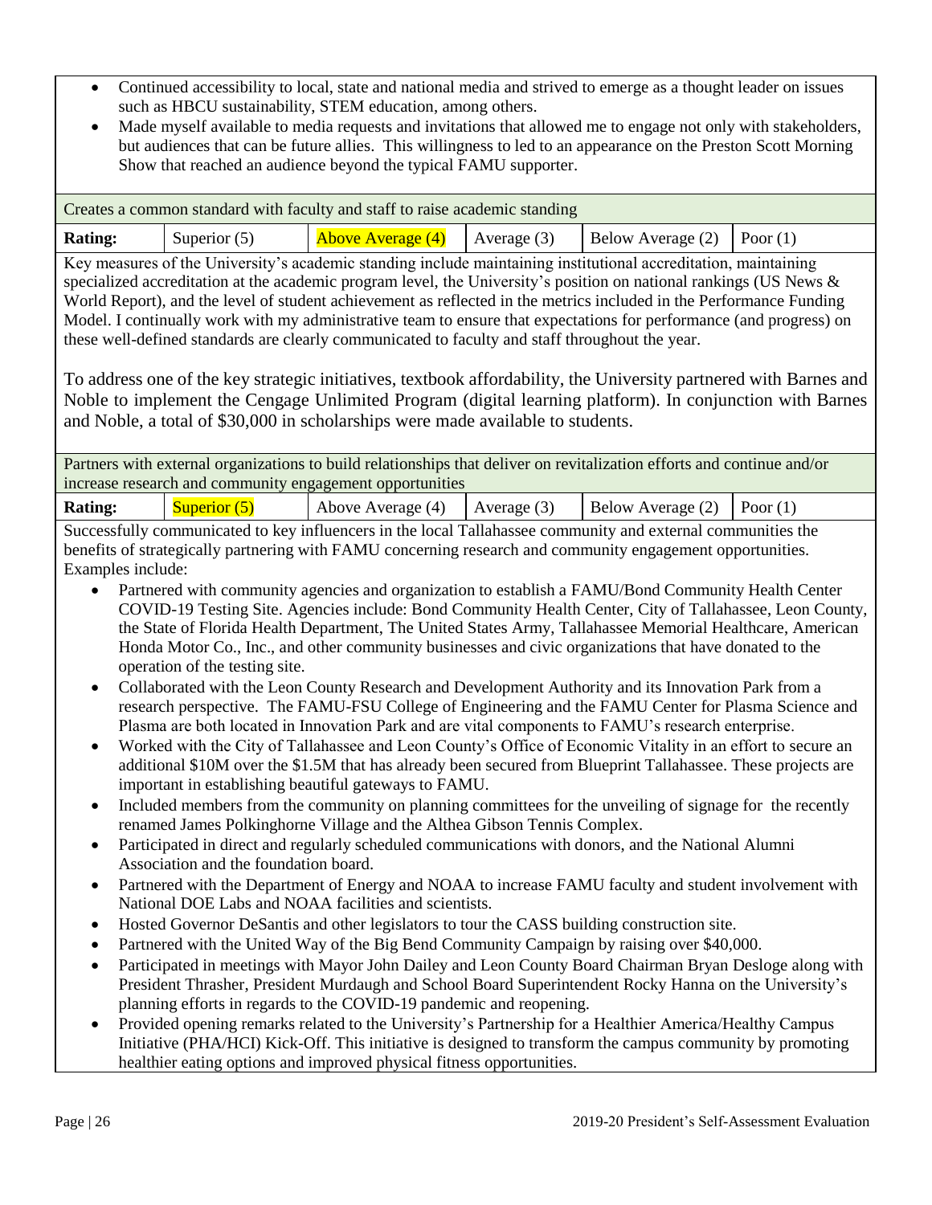- Continued accessibility to local, state and national media and strived to emerge as a thought leader on issues such as HBCU sustainability, STEM education, among others.
- Made myself available to media requests and invitations that allowed me to engage not only with stakeholders, but audiences that can be future allies. This willingness to led to an appearance on the Preston Scott Morning Show that reached an audience beyond the typical FAMU supporter.

Creates a common standard with faculty and staff to raise academic standing

| Rating: | Superior (5) | **Above Average (4)** | Average (3) | Below Average (2) | Poor (1) |
|---|---|---|---|---|---|

Key measures of the University's academic standing include maintaining institutional accreditation, maintaining specialized accreditation at the academic program level, the University's position on national rankings (US News & World Report), and the level of student achievement as reflected in the metrics included in the Performance Funding Model. I continually work with my administrative team to ensure that expectations for performance (and progress) on these well-defined standards are clearly communicated to faculty and staff throughout the year.

To address one of the key strategic initiatives, textbook affordability, the University partnered with Barnes and Noble to implement the Cengage Unlimited Program (digital learning platform). In conjunction with Barnes and Noble, a total of $30,000 in scholarships were made available to students.

Partners with external organizations to build relationships that deliver on revitalization efforts and continue and/or increase research and community engagement opportunities

| Rating: | **Superior (5)** | Above Average (4) | Average (3) | Below Average (2) | Poor (1) |
|---|---|---|---|---|---|

Successfully communicated to key influencers in the local Tallahassee community and external communities the benefits of strategically partnering with FAMU concerning research and community engagement opportunities. Examples include:

- Partnered with community agencies and organization to establish a FAMU/Bond Community Health Center COVID-19 Testing Site. Agencies include: Bond Community Health Center, City of Tallahassee, Leon County, the State of Florida Health Department, The United States Army, Tallahassee Memorial Healthcare, American Honda Motor Co., Inc., and other community businesses and civic organizations that have donated to the operation of the testing site.
- Collaborated with the Leon County Research and Development Authority and its Innovation Park from a research perspective. The FAMU-FSU College of Engineering and the FAMU Center for Plasma Science and Plasma are both located in Innovation Park and are vital components to FAMU's research enterprise.
- Worked with the City of Tallahassee and Leon County's Office of Economic Vitality in an effort to secure an additional $10M over the $1.5M that has already been secured from Blueprint Tallahassee. These projects are important in establishing beautiful gateways to FAMU.
- Included members from the community on planning committees for the unveiling of signage for the recently renamed James Polkinghorne Village and the Althea Gibson Tennis Complex.
- Participated in direct and regularly scheduled communications with donors, and the National Alumni Association and the foundation board.
- Partnered with the Department of Energy and NOAA to increase FAMU faculty and student involvement with National DOE Labs and NOAA facilities and scientists.
- Hosted Governor DeSantis and other legislators to tour the CASS building construction site.
- Partnered with the United Way of the Big Bend Community Campaign by raising over $40,000.
- Participated in meetings with Mayor John Dailey and Leon County Board Chairman Bryan Desloge along with President Thrasher, President Murdaugh and School Board Superintendent Rocky Hanna on the University's planning efforts in regards to the COVID-19 pandemic and reopening.
- Provided opening remarks related to the University's Partnership for a Healthier America/Healthy Campus Initiative (PHA/HCI) Kick-Off. This initiative is designed to transform the campus community by promoting healthier eating options and improved physical fitness opportunities.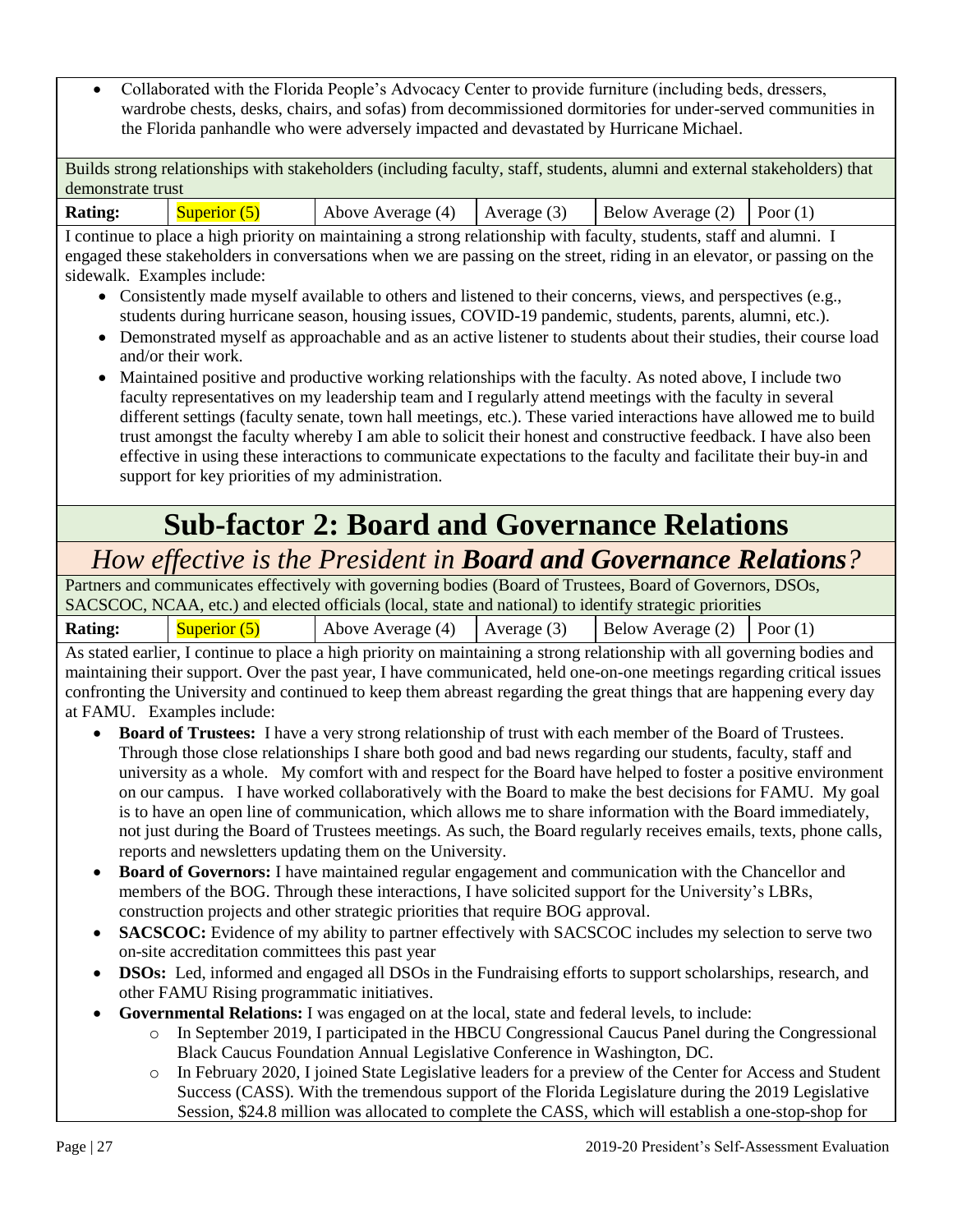- Collaborated with the Florida People's Advocacy Center to provide furniture (including beds, dressers, wardrobe chests, desks, chairs, and sofas) from decommissioned dormitories for under-served communities in the Florida panhandle who were adversely impacted and devastated by Hurricane Michael.

Builds strong relationships with stakeholders (including faculty, staff, students, alumni and external stakeholders) that demonstrate trust

| Rating: | Superior (5) | Above Average (4) | Average (3) | Below Average (2) | Poor (1) |
|---|---|---|---|---|---|

I continue to place a high priority on maintaining a strong relationship with faculty, students, staff and alumni. I engaged these stakeholders in conversations when we are passing on the street, riding in an elevator, or passing on the sidewalk. Examples include:

- Consistently made myself available to others and listened to their concerns, views, and perspectives (e.g., students during hurricane season, housing issues, COVID-19 pandemic, students, parents, alumni, etc.).
- Demonstrated myself as approachable and as an active listener to students about their studies, their course load and/or their work.
- Maintained positive and productive working relationships with the faculty. As noted above, I include two faculty representatives on my leadership team and I regularly attend meetings with the faculty in several different settings (faculty senate, town hall meetings, etc.). These varied interactions have allowed me to build trust amongst the faculty whereby I am able to solicit their honest and constructive feedback. I have also been effective in using these interactions to communicate expectations to the faculty and facilitate their buy-in and support for key priorities of my administration.

# Sub-factor 2: Board and Governance Relations

## *How effective is the President in **Board and Governance Relations**?*

Partners and communicates effectively with governing bodies (Board of Trustees, Board of Governors, DSOs, SACSCOC, NCAA, etc.) and elected officials (local, state and national) to identify strategic priorities

| Rating: | Superior (5) | Above Average (4) | Average (3) | Below Average (2) | Poor (1) |
|---|---|---|---|---|---|

As stated earlier, I continue to place a high priority on maintaining a strong relationship with all governing bodies and maintaining their support. Over the past year, I have communicated, held one-on-one meetings regarding critical issues confronting the University and continued to keep them abreast regarding the great things that are happening every day at FAMU. Examples include:

- **Board of Trustees:** I have a very strong relationship of trust with each member of the Board of Trustees. Through those close relationships I share both good and bad news regarding our students, faculty, staff and university as a whole. My comfort with and respect for the Board have helped to foster a positive environment on our campus. I have worked collaboratively with the Board to make the best decisions for FAMU. My goal is to have an open line of communication, which allows me to share information with the Board immediately, not just during the Board of Trustees meetings. As such, the Board regularly receives emails, texts, phone calls, reports and newsletters updating them on the University.
- **Board of Governors:** I have maintained regular engagement and communication with the Chancellor and members of the BOG. Through these interactions, I have solicited support for the University's LBRs, construction projects and other strategic priorities that require BOG approval.
- **SACSCOC:** Evidence of my ability to partner effectively with SACSCOC includes my selection to serve two on-site accreditation committees this past year
- **DSOs:** Led, informed and engaged all DSOs in the Fundraising efforts to support scholarships, research, and other FAMU Rising programmatic initiatives.
- **Governmental Relations:** I was engaged on at the local, state and federal levels, to include:
  - In September 2019, I participated in the HBCU Congressional Caucus Panel during the Congressional Black Caucus Foundation Annual Legislative Conference in Washington, DC.
  - In February 2020, I joined State Legislative leaders for a preview of the Center for Access and Student Success (CASS). With the tremendous support of the Florida Legislature during the 2019 Legislative Session, $24.8 million was allocated to complete the CASS, which will establish a one-stop-shop for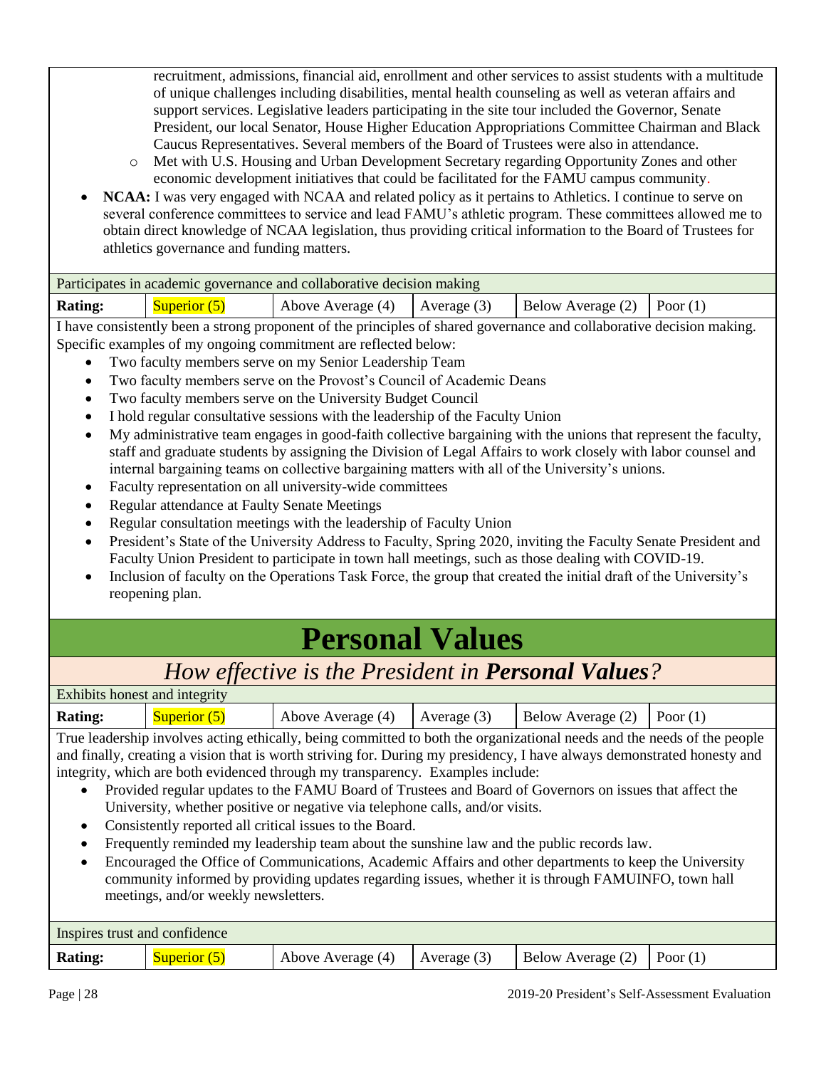recruitment, admissions, financial aid, enrollment and other services to assist students with a multitude of unique challenges including disabilities, mental health counseling as well as veteran affairs and support services. Legislative leaders participating in the site tour included the Governor, Senate President, our local Senator, House Higher Education Appropriations Committee Chairman and Black Caucus Representatives. Several members of the Board of Trustees were also in attendance.
  - Met with U.S. Housing and Urban Development Secretary regarding Opportunity Zones and other economic development initiatives that could be facilitated for the FAMU campus community.
- **NCAA:** I was very engaged with NCAA and related policy as it pertains to Athletics. I continue to serve on several conference committees to service and lead FAMU's athletic program. These committees allowed me to obtain direct knowledge of NCAA legislation, thus providing critical information to the Board of Trustees for athletics governance and funding matters.

Participates in academic governance and collaborative decision making

| **Rating:** | Superior (5) | Above Average (4) | Average (3) | Below Average (2) | Poor (1) |
|---|---|---|---|---|---|

I have consistently been a strong proponent of the principles of shared governance and collaborative decision making. Specific examples of my ongoing commitment are reflected below:

- Two faculty members serve on my Senior Leadership Team
- Two faculty members serve on the Provost's Council of Academic Deans
- Two faculty members serve on the University Budget Council
- I hold regular consultative sessions with the leadership of the Faculty Union
- My administrative team engages in good-faith collective bargaining with the unions that represent the faculty, staff and graduate students by assigning the Division of Legal Affairs to work closely with labor counsel and internal bargaining teams on collective bargaining matters with all of the University's unions.
- Faculty representation on all university-wide committees
- Regular attendance at Faulty Senate Meetings
- Regular consultation meetings with the leadership of Faculty Union
- President's State of the University Address to Faculty, Spring 2020, inviting the Faculty Senate President and Faculty Union President to participate in town hall meetings, such as those dealing with COVID-19.
- Inclusion of faculty on the Operations Task Force, the group that created the initial draft of the University's reopening plan.

# Personal Values

## *How effective is the President in **Personal Values**?*

Exhibits honest and integrity

| **Rating:** | Superior (5) | Above Average (4) | Average (3) | Below Average (2) | Poor (1) |
|---|---|---|---|---|---|

True leadership involves acting ethically, being committed to both the organizational needs and the needs of the people and finally, creating a vision that is worth striving for. During my presidency, I have always demonstrated honesty and integrity, which are both evidenced through my transparency. Examples include:

- Provided regular updates to the FAMU Board of Trustees and Board of Governors on issues that affect the University, whether positive or negative via telephone calls, and/or visits.
- Consistently reported all critical issues to the Board.
- Frequently reminded my leadership team about the sunshine law and the public records law.
- Encouraged the Office of Communications, Academic Affairs and other departments to keep the University community informed by providing updates regarding issues, whether it is through FAMUINFO, town hall meetings, and/or weekly newsletters.

Inspires trust and confidence

| **Rating:** | Superior (5) | Above Average (4) | Average (3) | Below Average (2) | Poor (1) |
|---|---|---|---|---|---|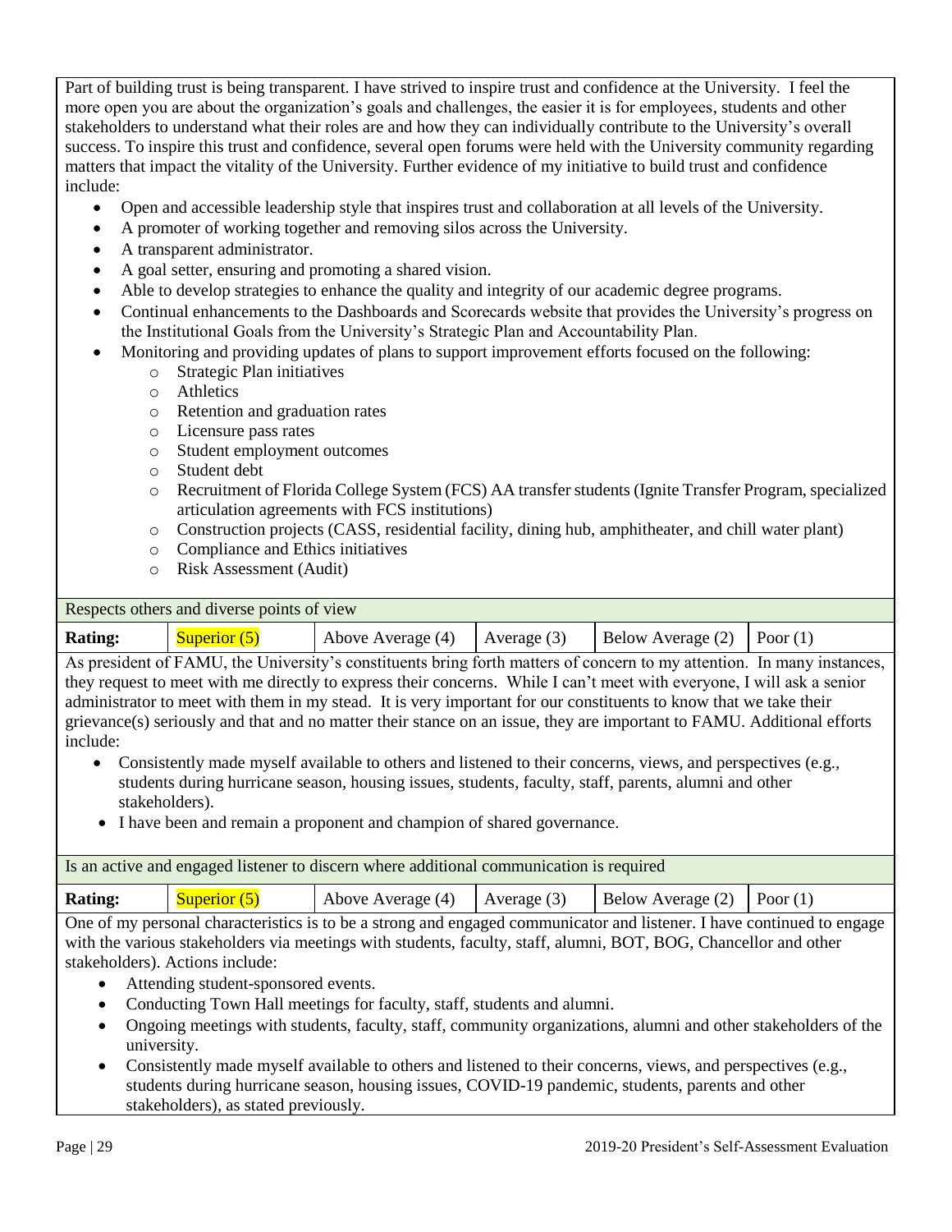Part of building trust is being transparent. I have strived to inspire trust and confidence at the University. I feel the more open you are about the organization's goals and challenges, the easier it is for employees, students and other stakeholders to understand what their roles are and how they can individually contribute to the University's overall success. To inspire this trust and confidence, several open forums were held with the University community regarding matters that impact the vitality of the University. Further evidence of my initiative to build trust and confidence include:

- Open and accessible leadership style that inspires trust and collaboration at all levels of the University.
- A promoter of working together and removing silos across the University.
- A transparent administrator.
- A goal setter, ensuring and promoting a shared vision.
- Able to develop strategies to enhance the quality and integrity of our academic degree programs.
- Continual enhancements to the Dashboards and Scorecards website that provides the University's progress on the Institutional Goals from the University's Strategic Plan and Accountability Plan.
- Monitoring and providing updates of plans to support improvement efforts focused on the following:
  - Strategic Plan initiatives
  - Athletics
  - Retention and graduation rates
  - Licensure pass rates
  - Student employment outcomes
  - Student debt
  - Recruitment of Florida College System (FCS) AA transfer students (Ignite Transfer Program, specialized articulation agreements with FCS institutions)
  - Construction projects (CASS, residential facility, dining hub, amphitheater, and chill water plant)
  - Compliance and Ethics initiatives
  - Risk Assessment (Audit)

Respects others and diverse points of view

| Rating: | Superior (5) | Above Average (4) | Average (3) | Below Average (2) | Poor (1) |
|---|---|---|---|---|---|

As president of FAMU, the University's constituents bring forth matters of concern to my attention. In many instances, they request to meet with me directly to express their concerns. While I can't meet with everyone, I will ask a senior administrator to meet with them in my stead. It is very important for our constituents to know that we take their grievance(s) seriously and that and no matter their stance on an issue, they are important to FAMU. Additional efforts include:

- Consistently made myself available to others and listened to their concerns, views, and perspectives (e.g., students during hurricane season, housing issues, students, faculty, staff, parents, alumni and other stakeholders).
- I have been and remain a proponent and champion of shared governance.

Is an active and engaged listener to discern where additional communication is required

| Rating: | Superior (5) | Above Average (4) | Average (3) | Below Average (2) | Poor (1) |
|---|---|---|---|---|---|

One of my personal characteristics is to be a strong and engaged communicator and listener. I have continued to engage with the various stakeholders via meetings with students, faculty, staff, alumni, BOT, BOG, Chancellor and other stakeholders). Actions include:

- Attending student-sponsored events.
- Conducting Town Hall meetings for faculty, staff, students and alumni.
- Ongoing meetings with students, faculty, staff, community organizations, alumni and other stakeholders of the university.
- Consistently made myself available to others and listened to their concerns, views, and perspectives (e.g., students during hurricane season, housing issues, COVID-19 pandemic, students, parents and other stakeholders), as stated previously.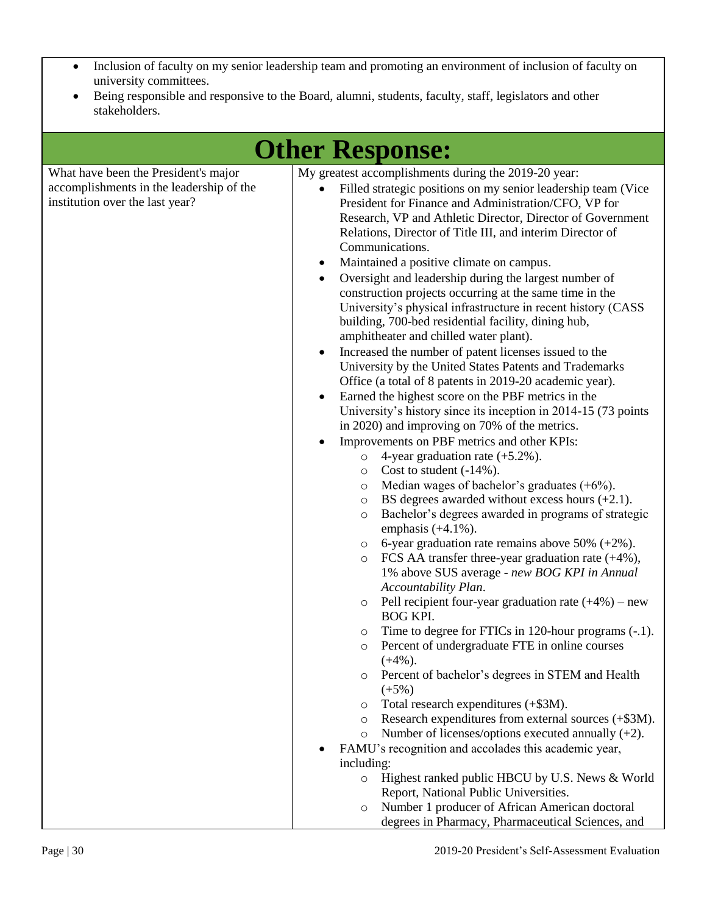- Inclusion of faculty on my senior leadership team and promoting an environment of inclusion of faculty on university committees.
- Being responsible and responsive to the Board, alumni, students, faculty, staff, legislators and other stakeholders.

# Other Response:

| | |
|---|---|
| What have been the President's major accomplishments in the leadership of the institution over the last year? | My greatest accomplishments during the 2019-20 year:<br>• Filled strategic positions on my senior leadership team (Vice President for Finance and Administration/CFO, VP for Research, VP and Athletic Director, Director of Government Relations, Director of Title III, and interim Director of Communications.<br>• Maintained a positive climate on campus.<br>• Oversight and leadership during the largest number of construction projects occurring at the same time in the University's physical infrastructure in recent history (CASS building, 700-bed residential facility, dining hub, amphitheater and chilled water plant).<br>• Increased the number of patent licenses issued to the University by the United States Patents and Trademarks Office (a total of 8 patents in 2019-20 academic year).<br>• Earned the highest score on the PBF metrics in the University's history since its inception in 2014-15 (73 points in 2020) and improving on 70% of the metrics.<br>• Improvements on PBF metrics and other KPIs:<br>&nbsp;&nbsp;○ 4-year graduation rate (+5.2%).<br>&nbsp;&nbsp;○ Cost to student (-14%).<br>&nbsp;&nbsp;○ Median wages of bachelor's graduates (+6%).<br>&nbsp;&nbsp;○ BS degrees awarded without excess hours (+2.1).<br>&nbsp;&nbsp;○ Bachelor's degrees awarded in programs of strategic emphasis (+4.1%).<br>&nbsp;&nbsp;○ 6-year graduation rate remains above 50% (+2%).<br>&nbsp;&nbsp;○ FCS AA transfer three-year graduation rate (+4%), 1% above SUS average - *new BOG KPI in Annual Accountability Plan*.<br>&nbsp;&nbsp;○ Pell recipient four-year graduation rate (+4%) – new BOG KPI.<br>&nbsp;&nbsp;○ Time to degree for FTICs in 120-hour programs (-.1).<br>&nbsp;&nbsp;○ Percent of undergraduate FTE in online courses (+4%).<br>&nbsp;&nbsp;○ Percent of bachelor's degrees in STEM and Health (+5%)<br>&nbsp;&nbsp;○ Total research expenditures (+$3M).<br>&nbsp;&nbsp;○ Research expenditures from external sources (+$3M).<br>&nbsp;&nbsp;○ Number of licenses/options executed annually (+2).<br>• FAMU's recognition and accolades this academic year, including:<br>&nbsp;&nbsp;○ Highest ranked public HBCU by U.S. News & World Report, National Public Universities.<br>&nbsp;&nbsp;○ Number 1 producer of African American doctoral degrees in Pharmacy, Pharmaceutical Sciences, and |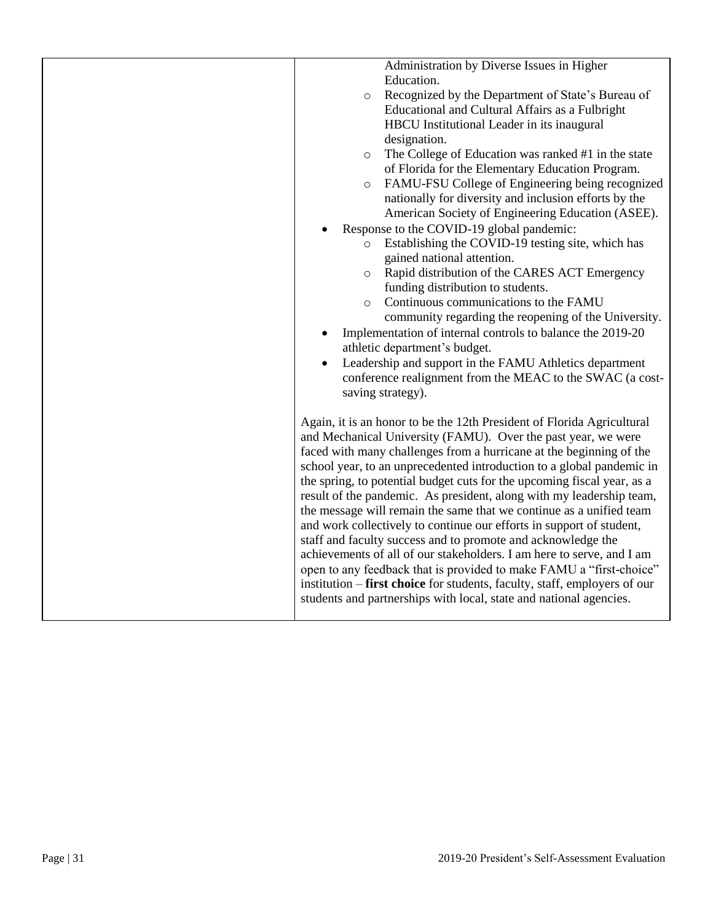| | |
|---|---|
| | Administration by Diverse Issues in Higher Education.<br>  - Recognized by the Department of State's Bureau of Educational and Cultural Affairs as a Fulbright HBCU Institutional Leader in its inaugural designation.<br>  - The College of Education was ranked #1 in the state of Florida for the Elementary Education Program.<br>  - FAMU-FSU College of Engineering being recognized nationally for diversity and inclusion efforts by the American Society of Engineering Education (ASEE).<br>- Response to the COVID-19 global pandemic:<br>  - Establishing the COVID-19 testing site, which has gained national attention.<br>  - Rapid distribution of the CARES ACT Emergency funding distribution to students.<br>  - Continuous communications to the FAMU community regarding the reopening of the University.<br>- Implementation of internal controls to balance the 2019-20 athletic department's budget.<br>- Leadership and support in the FAMU Athletics department conference realignment from the MEAC to the SWAC (a cost-saving strategy).<br><br>Again, it is an honor to be the 12th President of Florida Agricultural and Mechanical University (FAMU). Over the past year, we were faced with many challenges from a hurricane at the beginning of the school year, to an unprecedented introduction to a global pandemic in the spring, to potential budget cuts for the upcoming fiscal year, as a result of the pandemic. As president, along with my leadership team, the message will remain the same that we continue as a unified team and work collectively to continue our efforts in support of student, staff and faculty success and to promote and acknowledge the achievements of all of our stakeholders. I am here to serve, and I am open to any feedback that is provided to make FAMU a "first-choice" institution – **first choice** for students, faculty, staff, employers of our students and partnerships with local, state and national agencies. |